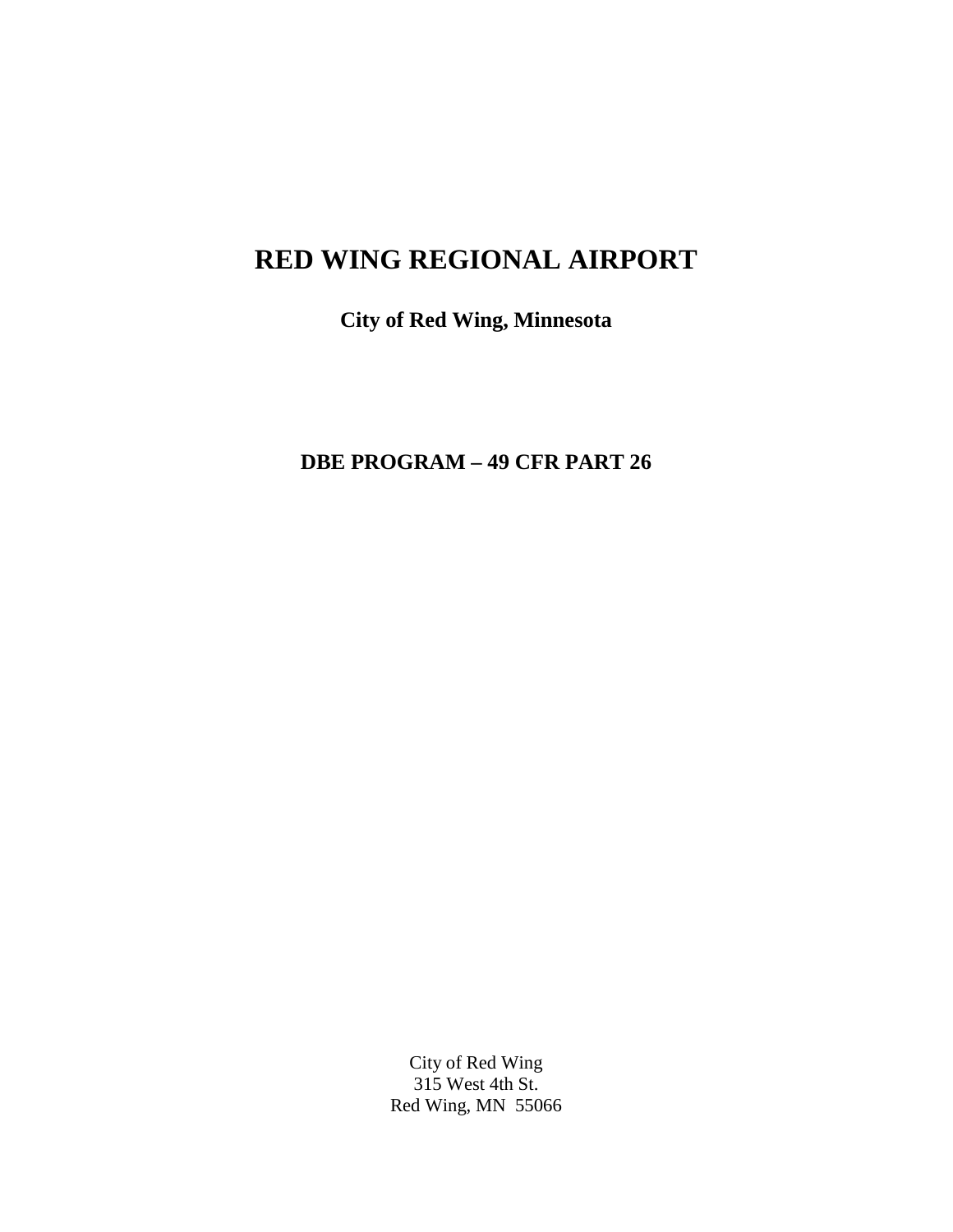# RED WING REGIONAL AIRPORT

**City of Red Wing, Minnesota**

**DBE PROGRAM – 49 CFR PART 26**

City of Red Wing
315 West 4th St.
Red Wing, MN 55066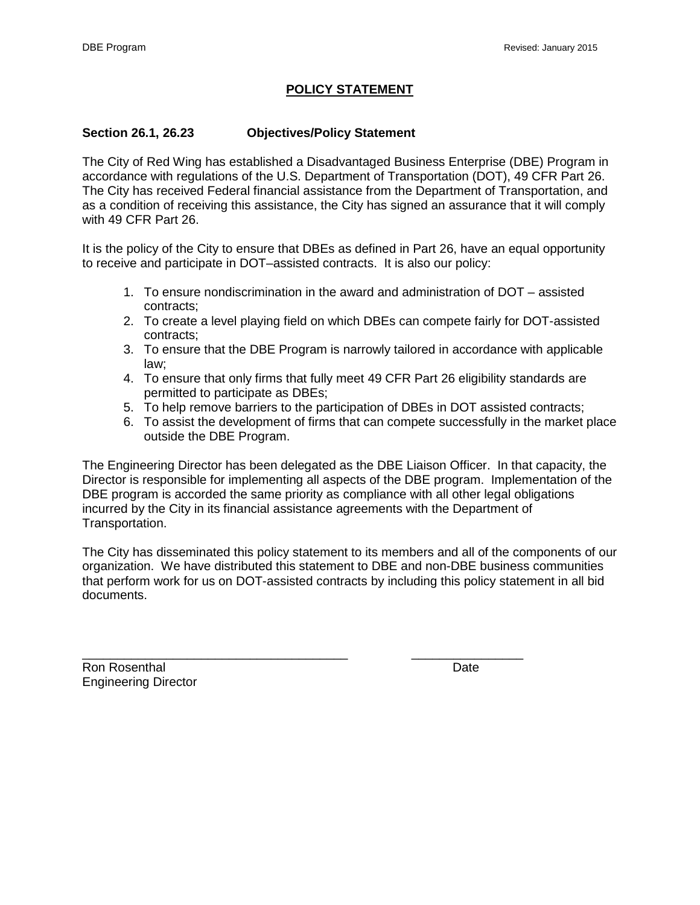# POLICY STATEMENT

**Section 26.1, 26.23 Objectives/Policy Statement**

The City of Red Wing has established a Disadvantaged Business Enterprise (DBE) Program in accordance with regulations of the U.S. Department of Transportation (DOT), 49 CFR Part 26. The City has received Federal financial assistance from the Department of Transportation, and as a condition of receiving this assistance, the City has signed an assurance that it will comply with 49 CFR Part 26.

It is the policy of the City to ensure that DBEs as defined in Part 26, have an equal opportunity to receive and participate in DOT–assisted contracts. It is also our policy:

1. To ensure nondiscrimination in the award and administration of DOT – assisted contracts;
2. To create a level playing field on which DBEs can compete fairly for DOT-assisted contracts;
3. To ensure that the DBE Program is narrowly tailored in accordance with applicable law;
4. To ensure that only firms that fully meet 49 CFR Part 26 eligibility standards are permitted to participate as DBEs;
5. To help remove barriers to the participation of DBEs in DOT assisted contracts;
6. To assist the development of firms that can compete successfully in the market place outside the DBE Program.

The Engineering Director has been delegated as the DBE Liaison Officer. In that capacity, the Director is responsible for implementing all aspects of the DBE program. Implementation of the DBE program is accorded the same priority as compliance with all other legal obligations incurred by the City in its financial assistance agreements with the Department of Transportation.

The City has disseminated this policy statement to its members and all of the components of our organization. We have distributed this statement to DBE and non-DBE business communities that perform work for us on DOT-assisted contracts by including this policy statement in all bid documents.

\_\_\_\_\_\_\_\_\_\_\_\_\_\_\_\_\_\_\_\_\_\_\_\_\_\_\_\_\_\_\_\_\_\_\_\_\_\_ \_\_\_\_\_\_\_\_\_\_\_\_\_\_\_\_

Ron Rosenthal Date

Engineering Director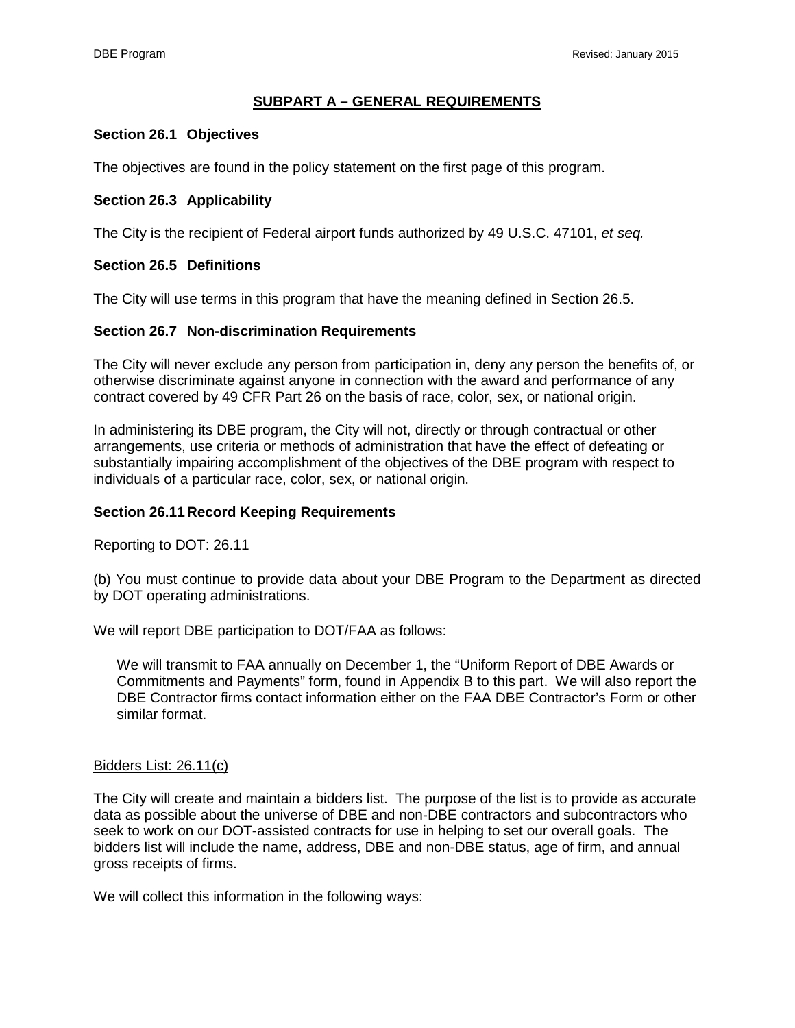## SUBPART A – GENERAL REQUIREMENTS

### Section 26.1 Objectives

The objectives are found in the policy statement on the first page of this program.

### Section 26.3 Applicability

The City is the recipient of Federal airport funds authorized by 49 U.S.C. 47101, *et seq.*

### Section 26.5 Definitions

The City will use terms in this program that have the meaning defined in Section 26.5.

### Section 26.7 Non-discrimination Requirements

The City will never exclude any person from participation in, deny any person the benefits of, or otherwise discriminate against anyone in connection with the award and performance of any contract covered by 49 CFR Part 26 on the basis of race, color, sex, or national origin.

In administering its DBE program, the City will not, directly or through contractual or other arrangements, use criteria or methods of administration that have the effect of defeating or substantially impairing accomplishment of the objectives of the DBE program with respect to individuals of a particular race, color, sex, or national origin.

### Section 26.11 Record Keeping Requirements

Reporting to DOT: 26.11

(b) You must continue to provide data about your DBE Program to the Department as directed by DOT operating administrations.

We will report DBE participation to DOT/FAA as follows:

> We will transmit to FAA annually on December 1, the "Uniform Report of DBE Awards or Commitments and Payments" form, found in Appendix B to this part. We will also report the DBE Contractor firms contact information either on the FAA DBE Contractor's Form or other similar format.

Bidders List: 26.11(c)

The City will create and maintain a bidders list. The purpose of the list is to provide as accurate data as possible about the universe of DBE and non-DBE contractors and subcontractors who seek to work on our DOT-assisted contracts for use in helping to set our overall goals. The bidders list will include the name, address, DBE and non-DBE status, age of firm, and annual gross receipts of firms.

We will collect this information in the following ways: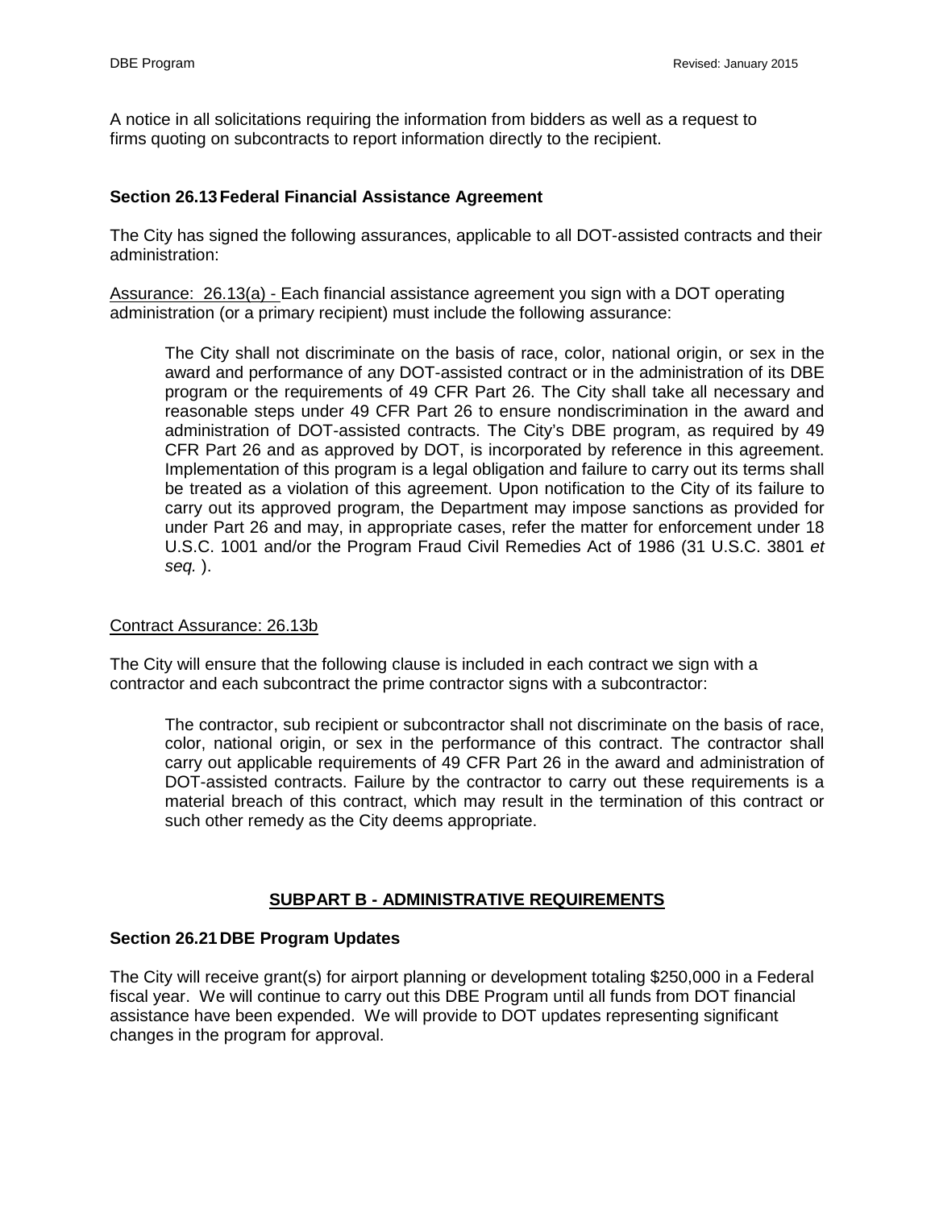A notice in all solicitations requiring the information from bidders as well as a request to firms quoting on subcontracts to report information directly to the recipient.

**Section 26.13 Federal Financial Assistance Agreement**

The City has signed the following assurances, applicable to all DOT-assisted contracts and their administration:

Assurance: 26.13(a) - Each financial assistance agreement you sign with a DOT operating administration (or a primary recipient) must include the following assurance:

> The City shall not discriminate on the basis of race, color, national origin, or sex in the award and performance of any DOT-assisted contract or in the administration of its DBE program or the requirements of 49 CFR Part 26. The City shall take all necessary and reasonable steps under 49 CFR Part 26 to ensure nondiscrimination in the award and administration of DOT-assisted contracts. The City's DBE program, as required by 49 CFR Part 26 and as approved by DOT, is incorporated by reference in this agreement. Implementation of this program is a legal obligation and failure to carry out its terms shall be treated as a violation of this agreement. Upon notification to the City of its failure to carry out its approved program, the Department may impose sanctions as provided for under Part 26 and may, in appropriate cases, refer the matter for enforcement under 18 U.S.C. 1001 and/or the Program Fraud Civil Remedies Act of 1986 (31 U.S.C. 3801 *et seq.* ).

Contract Assurance: 26.13b

The City will ensure that the following clause is included in each contract we sign with a contractor and each subcontract the prime contractor signs with a subcontractor:

> The contractor, sub recipient or subcontractor shall not discriminate on the basis of race, color, national origin, or sex in the performance of this contract. The contractor shall carry out applicable requirements of 49 CFR Part 26 in the award and administration of DOT-assisted contracts. Failure by the contractor to carry out these requirements is a material breach of this contract, which may result in the termination of this contract or such other remedy as the City deems appropriate.

## SUBPART B - ADMINISTRATIVE REQUIREMENTS

**Section 26.21 DBE Program Updates**

The City will receive grant(s) for airport planning or development totaling $250,000 in a Federal fiscal year. We will continue to carry out this DBE Program until all funds from DOT financial assistance have been expended. We will provide to DOT updates representing significant changes in the program for approval.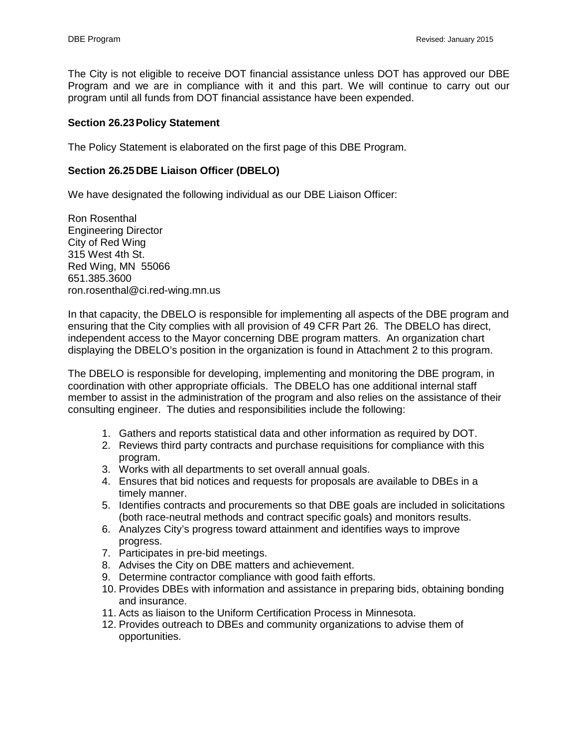The City is not eligible to receive DOT financial assistance unless DOT has approved our DBE Program and we are in compliance with it and this part. We will continue to carry out our program until all funds from DOT financial assistance have been expended.

**Section 26.23 Policy Statement**

The Policy Statement is elaborated on the first page of this DBE Program.

**Section 26.25 DBE Liaison Officer (DBELO)**

We have designated the following individual as our DBE Liaison Officer:

Ron Rosenthal
Engineering Director
City of Red Wing
315 West 4th St.
Red Wing, MN 55066
651.385.3600
ron.rosenthal@ci.red-wing.mn.us

In that capacity, the DBELO is responsible for implementing all aspects of the DBE program and ensuring that the City complies with all provision of 49 CFR Part 26. The DBELO has direct, independent access to the Mayor concerning DBE program matters. An organization chart displaying the DBELO's position in the organization is found in Attachment 2 to this program.

The DBELO is responsible for developing, implementing and monitoring the DBE program, in coordination with other appropriate officials. The DBELO has one additional internal staff member to assist in the administration of the program and also relies on the assistance of their consulting engineer. The duties and responsibilities include the following:

1. Gathers and reports statistical data and other information as required by DOT.
2. Reviews third party contracts and purchase requisitions for compliance with this program.
3. Works with all departments to set overall annual goals.
4. Ensures that bid notices and requests for proposals are available to DBEs in a timely manner.
5. Identifies contracts and procurements so that DBE goals are included in solicitations (both race-neutral methods and contract specific goals) and monitors results.
6. Analyzes City's progress toward attainment and identifies ways to improve progress.
7. Participates in pre-bid meetings.
8. Advises the City on DBE matters and achievement.
9. Determine contractor compliance with good faith efforts.
10. Provides DBEs with information and assistance in preparing bids, obtaining bonding and insurance.
11. Acts as liaison to the Uniform Certification Process in Minnesota.
12. Provides outreach to DBEs and community organizations to advise them of opportunities.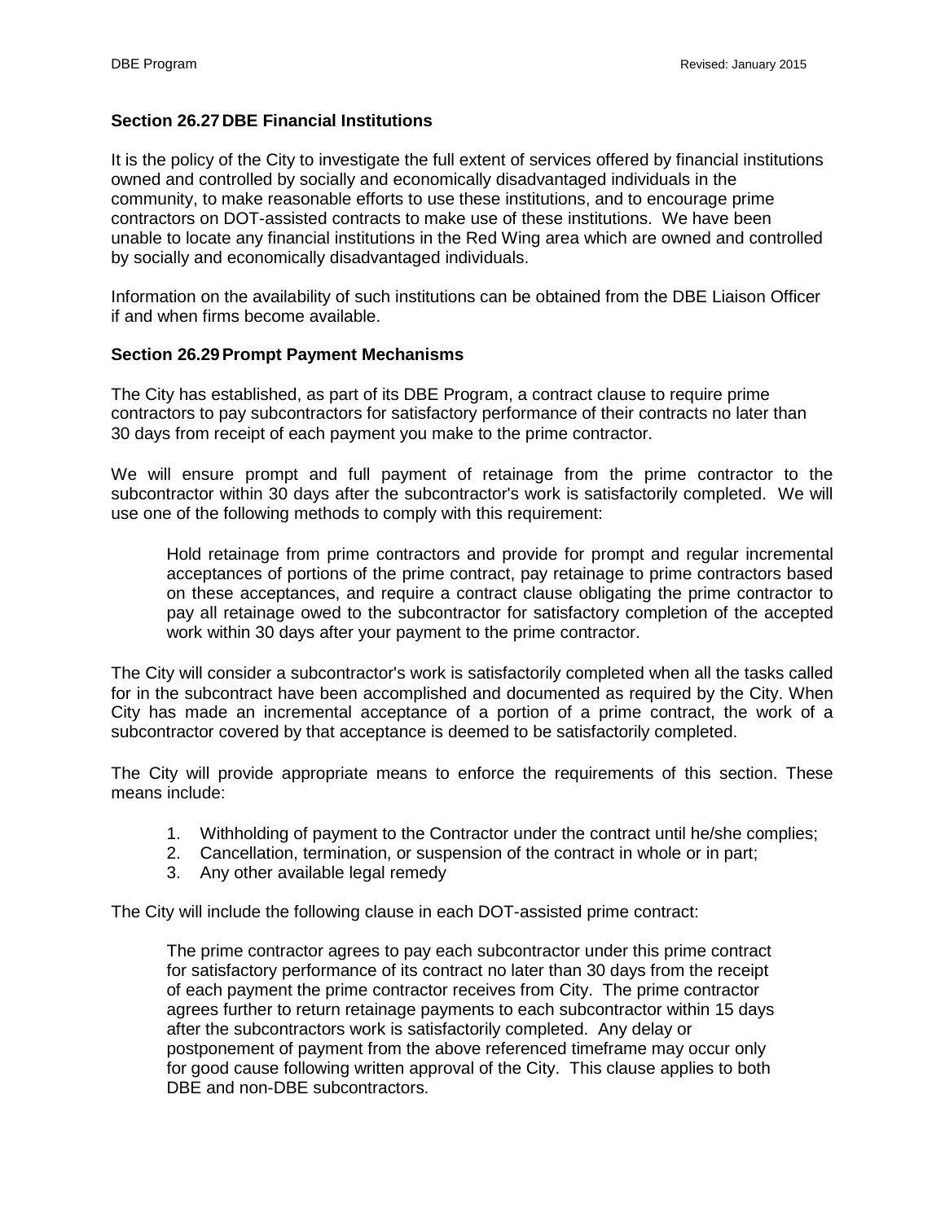### Section 26.27 DBE Financial Institutions

It is the policy of the City to investigate the full extent of services offered by financial institutions owned and controlled by socially and economically disadvantaged individuals in the community, to make reasonable efforts to use these institutions, and to encourage prime contractors on DOT-assisted contracts to make use of these institutions. We have been unable to locate any financial institutions in the Red Wing area which are owned and controlled by socially and economically disadvantaged individuals.

Information on the availability of such institutions can be obtained from the DBE Liaison Officer if and when firms become available.

### Section 26.29 Prompt Payment Mechanisms

The City has established, as part of its DBE Program, a contract clause to require prime contractors to pay subcontractors for satisfactory performance of their contracts no later than 30 days from receipt of each payment you make to the prime contractor.

We will ensure prompt and full payment of retainage from the prime contractor to the subcontractor within 30 days after the subcontractor's work is satisfactorily completed. We will use one of the following methods to comply with this requirement:

> Hold retainage from prime contractors and provide for prompt and regular incremental acceptances of portions of the prime contract, pay retainage to prime contractors based on these acceptances, and require a contract clause obligating the prime contractor to pay all retainage owed to the subcontractor for satisfactory completion of the accepted work within 30 days after your payment to the prime contractor.

The City will consider a subcontractor's work is satisfactorily completed when all the tasks called for in the subcontract have been accomplished and documented as required by the City. When City has made an incremental acceptance of a portion of a prime contract, the work of a subcontractor covered by that acceptance is deemed to be satisfactorily completed.

The City will provide appropriate means to enforce the requirements of this section. These means include:

1. Withholding of payment to the Contractor under the contract until he/she complies;
2. Cancellation, termination, or suspension of the contract in whole or in part;
3. Any other available legal remedy

The City will include the following clause in each DOT-assisted prime contract:

> The prime contractor agrees to pay each subcontractor under this prime contract for satisfactory performance of its contract no later than 30 days from the receipt of each payment the prime contractor receives from City. The prime contractor agrees further to return retainage payments to each subcontractor within 15 days after the subcontractors work is satisfactorily completed. Any delay or postponement of payment from the above referenced timeframe may occur only for good cause following written approval of the City. This clause applies to both DBE and non-DBE subcontractors.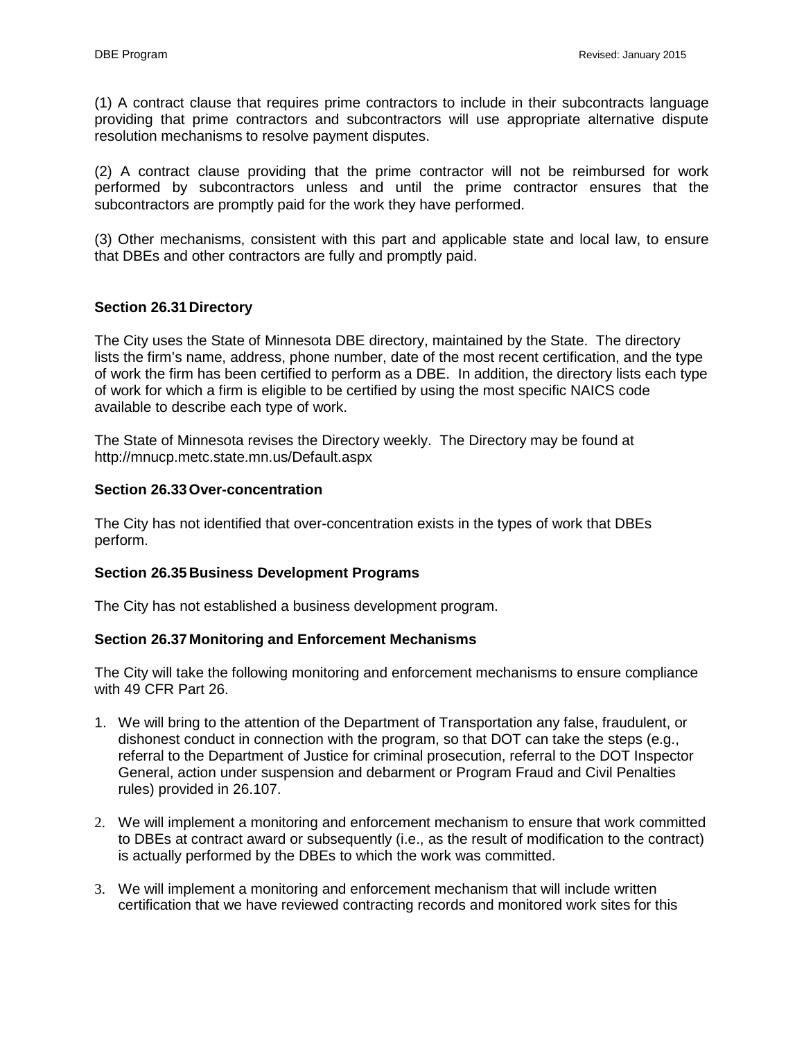(1) A contract clause that requires prime contractors to include in their subcontracts language providing that prime contractors and subcontractors will use appropriate alternative dispute resolution mechanisms to resolve payment disputes.

(2) A contract clause providing that the prime contractor will not be reimbursed for work performed by subcontractors unless and until the prime contractor ensures that the subcontractors are promptly paid for the work they have performed.

(3) Other mechanisms, consistent with this part and applicable state and local law, to ensure that DBEs and other contractors are fully and promptly paid.

**Section 26.31 Directory**

The City uses the State of Minnesota DBE directory, maintained by the State. The directory lists the firm's name, address, phone number, date of the most recent certification, and the type of work the firm has been certified to perform as a DBE. In addition, the directory lists each type of work for which a firm is eligible to be certified by using the most specific NAICS code available to describe each type of work.

The State of Minnesota revises the Directory weekly. The Directory may be found at http://mnucp.metc.state.mn.us/Default.aspx

**Section 26.33 Over-concentration**

The City has not identified that over-concentration exists in the types of work that DBEs perform.

**Section 26.35 Business Development Programs**

The City has not established a business development program.

**Section 26.37 Monitoring and Enforcement Mechanisms**

The City will take the following monitoring and enforcement mechanisms to ensure compliance with 49 CFR Part 26.

1. We will bring to the attention of the Department of Transportation any false, fraudulent, or dishonest conduct in connection with the program, so that DOT can take the steps (e.g., referral to the Department of Justice for criminal prosecution, referral to the DOT Inspector General, action under suspension and debarment or Program Fraud and Civil Penalties rules) provided in 26.107.

2. We will implement a monitoring and enforcement mechanism to ensure that work committed to DBEs at contract award or subsequently (i.e., as the result of modification to the contract) is actually performed by the DBEs to which the work was committed.

3. We will implement a monitoring and enforcement mechanism that will include written certification that we have reviewed contracting records and monitored work sites for this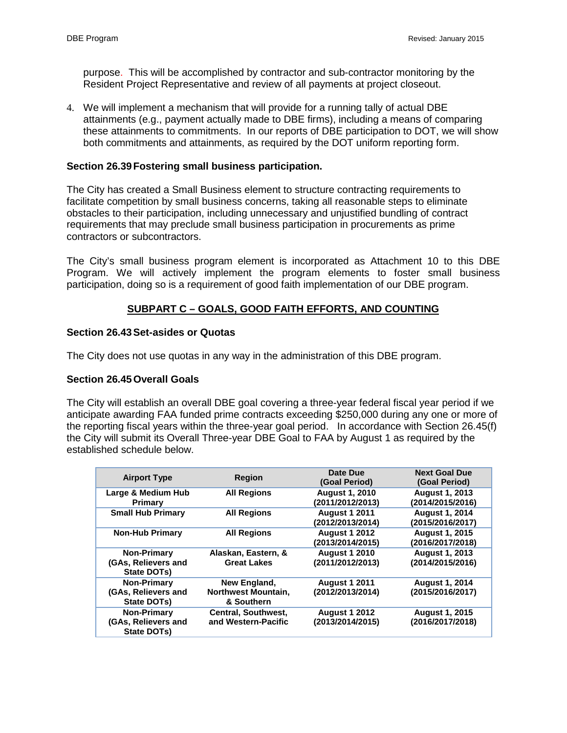purpose. This will be accomplished by contractor and sub-contractor monitoring by the Resident Project Representative and review of all payments at project closeout.

4. We will implement a mechanism that will provide for a running tally of actual DBE attainments (e.g., payment actually made to DBE firms), including a means of comparing these attainments to commitments. In our reports of DBE participation to DOT, we will show both commitments and attainments, as required by the DOT uniform reporting form.

### Section 26.39 Fostering small business participation.

The City has created a Small Business element to structure contracting requirements to facilitate competition by small business concerns, taking all reasonable steps to eliminate obstacles to their participation, including unnecessary and unjustified bundling of contract requirements that may preclude small business participation in procurements as prime contractors or subcontractors.

The City's small business program element is incorporated as Attachment 10 to this DBE Program. We will actively implement the program elements to foster small business participation, doing so is a requirement of good faith implementation of our DBE program.

## SUBPART C – GOALS, GOOD FAITH EFFORTS, AND COUNTING

### Section 26.43 Set-asides or Quotas

The City does not use quotas in any way in the administration of this DBE program.

### Section 26.45 Overall Goals

The City will establish an overall DBE goal covering a three-year federal fiscal year period if we anticipate awarding FAA funded prime contracts exceeding $250,000 during any one or more of the reporting fiscal years within the three-year goal period. In accordance with Section 26.45(f) the City will submit its Overall Three-year DBE Goal to FAA by August 1 as required by the established schedule below.

| Airport Type | Region | Date Due (Goal Period) | Next Goal Due (Goal Period) |
|---|---|---|---|
| Large & Medium Hub Primary | All Regions | August 1, 2010 (2011/2012/2013) | August 1, 2013 (2014/2015/2016) |
| Small Hub Primary | All Regions | August 1 2011 (2012/2013/2014) | August 1, 2014 (2015/2016/2017) |
| Non-Hub Primary | All Regions | August 1 2012 (2013/2014/2015) | August 1, 2015 (2016/2017/2018) |
| Non-Primary (GAs, Relievers and State DOTs) | Alaskan, Eastern, & Great Lakes | August 1 2010 (2011/2012/2013) | August 1, 2013 (2014/2015/2016) |
| Non-Primary (GAs, Relievers and State DOTs) | New England, Northwest Mountain, & Southern | August 1 2011 (2012/2013/2014) | August 1, 2014 (2015/2016/2017) |
| Non-Primary (GAs, Relievers and State DOTs) | Central, Southwest, and Western-Pacific | August 1 2012 (2013/2014/2015) | August 1, 2015 (2016/2017/2018) |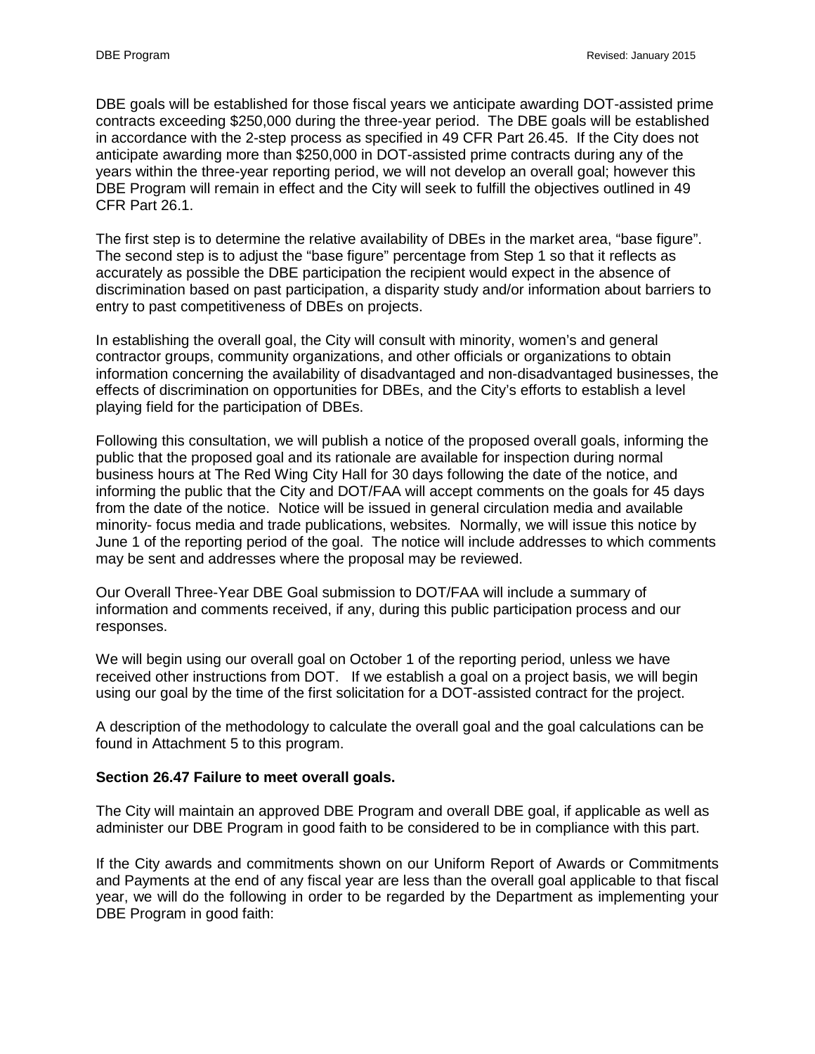DBE goals will be established for those fiscal years we anticipate awarding DOT-assisted prime contracts exceeding $250,000 during the three-year period. The DBE goals will be established in accordance with the 2-step process as specified in 49 CFR Part 26.45. If the City does not anticipate awarding more than $250,000 in DOT-assisted prime contracts during any of the years within the three-year reporting period, we will not develop an overall goal; however this DBE Program will remain in effect and the City will seek to fulfill the objectives outlined in 49 CFR Part 26.1.

The first step is to determine the relative availability of DBEs in the market area, "base figure". The second step is to adjust the "base figure" percentage from Step 1 so that it reflects as accurately as possible the DBE participation the recipient would expect in the absence of discrimination based on past participation, a disparity study and/or information about barriers to entry to past competitiveness of DBEs on projects.

In establishing the overall goal, the City will consult with minority, women's and general contractor groups, community organizations, and other officials or organizations to obtain information concerning the availability of disadvantaged and non-disadvantaged businesses, the effects of discrimination on opportunities for DBEs, and the City's efforts to establish a level playing field for the participation of DBEs.

Following this consultation, we will publish a notice of the proposed overall goals, informing the public that the proposed goal and its rationale are available for inspection during normal business hours at The Red Wing City Hall for 30 days following the date of the notice, and informing the public that the City and DOT/FAA will accept comments on the goals for 45 days from the date of the notice. Notice will be issued in general circulation media and available minority- focus media and trade publications, websites. Normally, we will issue this notice by June 1 of the reporting period of the goal. The notice will include addresses to which comments may be sent and addresses where the proposal may be reviewed.

Our Overall Three-Year DBE Goal submission to DOT/FAA will include a summary of information and comments received, if any, during this public participation process and our responses.

We will begin using our overall goal on October 1 of the reporting period, unless we have received other instructions from DOT. If we establish a goal on a project basis, we will begin using our goal by the time of the first solicitation for a DOT-assisted contract for the project.

A description of the methodology to calculate the overall goal and the goal calculations can be found in Attachment 5 to this program.

**Section 26.47 Failure to meet overall goals.**

The City will maintain an approved DBE Program and overall DBE goal, if applicable as well as administer our DBE Program in good faith to be considered to be in compliance with this part.

If the City awards and commitments shown on our Uniform Report of Awards or Commitments and Payments at the end of any fiscal year are less than the overall goal applicable to that fiscal year, we will do the following in order to be regarded by the Department as implementing your DBE Program in good faith: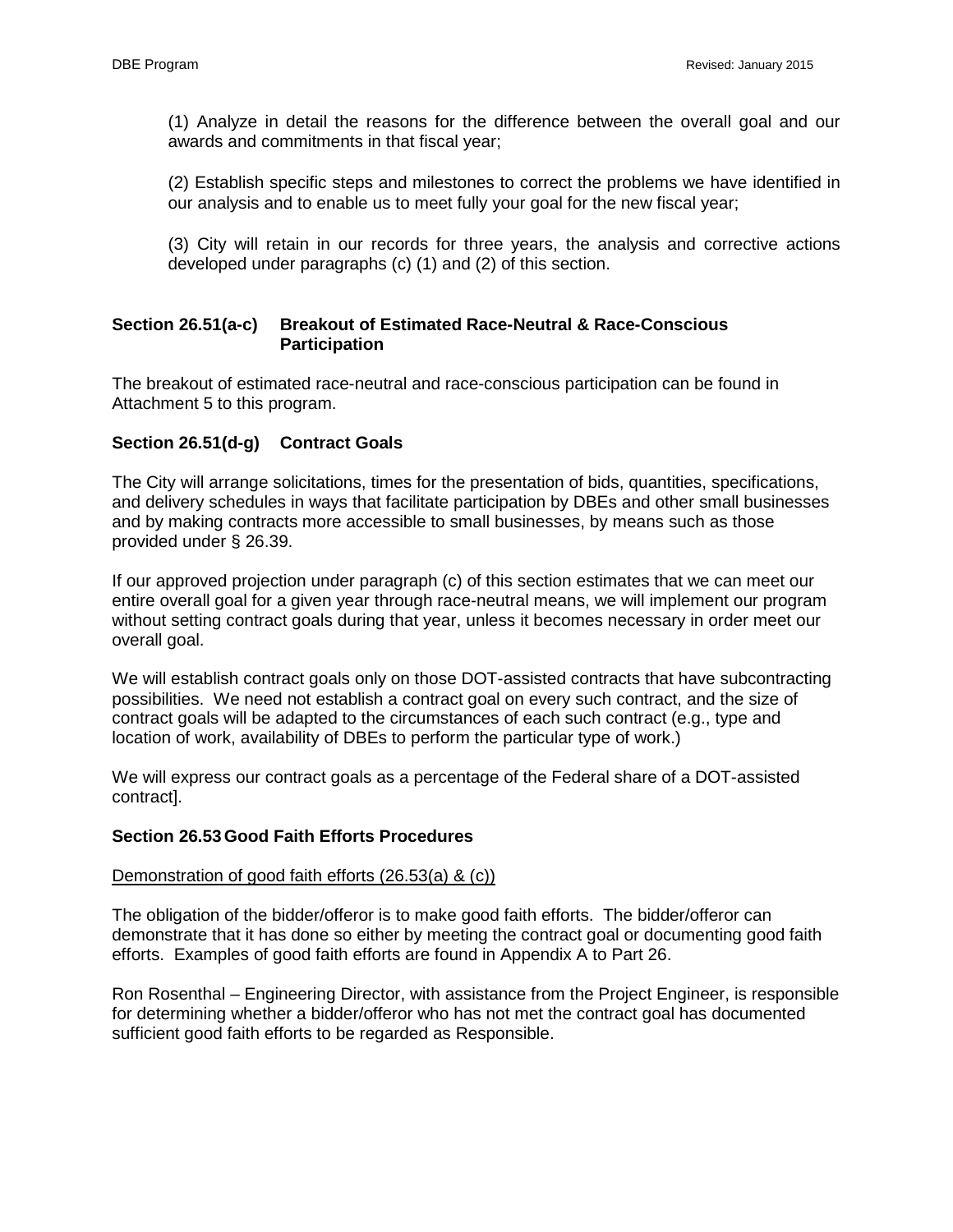(1) Analyze in detail the reasons for the difference between the overall goal and our awards and commitments in that fiscal year;

(2) Establish specific steps and milestones to correct the problems we have identified in our analysis and to enable us to meet fully your goal for the new fiscal year;

(3) City will retain in our records for three years, the analysis and corrective actions developed under paragraphs (c) (1) and (2) of this section.

### Section 26.51(a-c) Breakout of Estimated Race-Neutral & Race-Conscious Participation

The breakout of estimated race-neutral and race-conscious participation can be found in Attachment 5 to this program.

### Section 26.51(d-g) Contract Goals

The City will arrange solicitations, times for the presentation of bids, quantities, specifications, and delivery schedules in ways that facilitate participation by DBEs and other small businesses and by making contracts more accessible to small businesses, by means such as those provided under § 26.39.

If our approved projection under paragraph (c) of this section estimates that we can meet our entire overall goal for a given year through race-neutral means, we will implement our program without setting contract goals during that year, unless it becomes necessary in order meet our overall goal.

We will establish contract goals only on those DOT-assisted contracts that have subcontracting possibilities. We need not establish a contract goal on every such contract, and the size of contract goals will be adapted to the circumstances of each such contract (e.g., type and location of work, availability of DBEs to perform the particular type of work.)

We will express our contract goals as a percentage of the Federal share of a DOT-assisted contract].

### Section 26.53 Good Faith Efforts Procedures

<u>Demonstration of good faith efforts (26.53(a) & (c))</u>

The obligation of the bidder/offeror is to make good faith efforts. The bidder/offeror can demonstrate that it has done so either by meeting the contract goal or documenting good faith efforts. Examples of good faith efforts are found in Appendix A to Part 26.

Ron Rosenthal – Engineering Director, with assistance from the Project Engineer, is responsible for determining whether a bidder/offeror who has not met the contract goal has documented sufficient good faith efforts to be regarded as Responsible.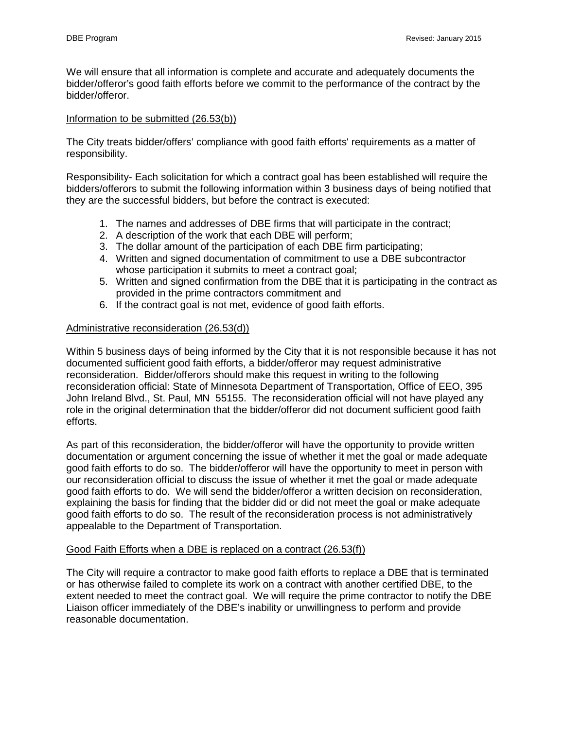We will ensure that all information is complete and accurate and adequately documents the bidder/offeror's good faith efforts before we commit to the performance of the contract by the bidder/offeror.

<u>Information to be submitted (26.53(b))</u>

The City treats bidder/offers' compliance with good faith efforts' requirements as a matter of responsibility.

Responsibility- Each solicitation for which a contract goal has been established will require the bidders/offerors to submit the following information within 3 business days of being notified that they are the successful bidders, but before the contract is executed:

1. The names and addresses of DBE firms that will participate in the contract;
2. A description of the work that each DBE will perform;
3. The dollar amount of the participation of each DBE firm participating;
4. Written and signed documentation of commitment to use a DBE subcontractor whose participation it submits to meet a contract goal;
5. Written and signed confirmation from the DBE that it is participating in the contract as provided in the prime contractors commitment and
6. If the contract goal is not met, evidence of good faith efforts.

<u>Administrative reconsideration (26.53(d))</u>

Within 5 business days of being informed by the City that it is not responsible because it has not documented sufficient good faith efforts, a bidder/offeror may request administrative reconsideration. Bidder/offerors should make this request in writing to the following reconsideration official: State of Minnesota Department of Transportation, Office of EEO, 395 John Ireland Blvd., St. Paul, MN 55155. The reconsideration official will not have played any role in the original determination that the bidder/offeror did not document sufficient good faith efforts.

As part of this reconsideration, the bidder/offeror will have the opportunity to provide written documentation or argument concerning the issue of whether it met the goal or made adequate good faith efforts to do so. The bidder/offeror will have the opportunity to meet in person with our reconsideration official to discuss the issue of whether it met the goal or made adequate good faith efforts to do. We will send the bidder/offeror a written decision on reconsideration, explaining the basis for finding that the bidder did or did not meet the goal or make adequate good faith efforts to do so. The result of the reconsideration process is not administratively appealable to the Department of Transportation.

<u>Good Faith Efforts when a DBE is replaced on a contract (26.53(f))</u>

The City will require a contractor to make good faith efforts to replace a DBE that is terminated or has otherwise failed to complete its work on a contract with another certified DBE, to the extent needed to meet the contract goal. We will require the prime contractor to notify the DBE Liaison officer immediately of the DBE's inability or unwillingness to perform and provide reasonable documentation.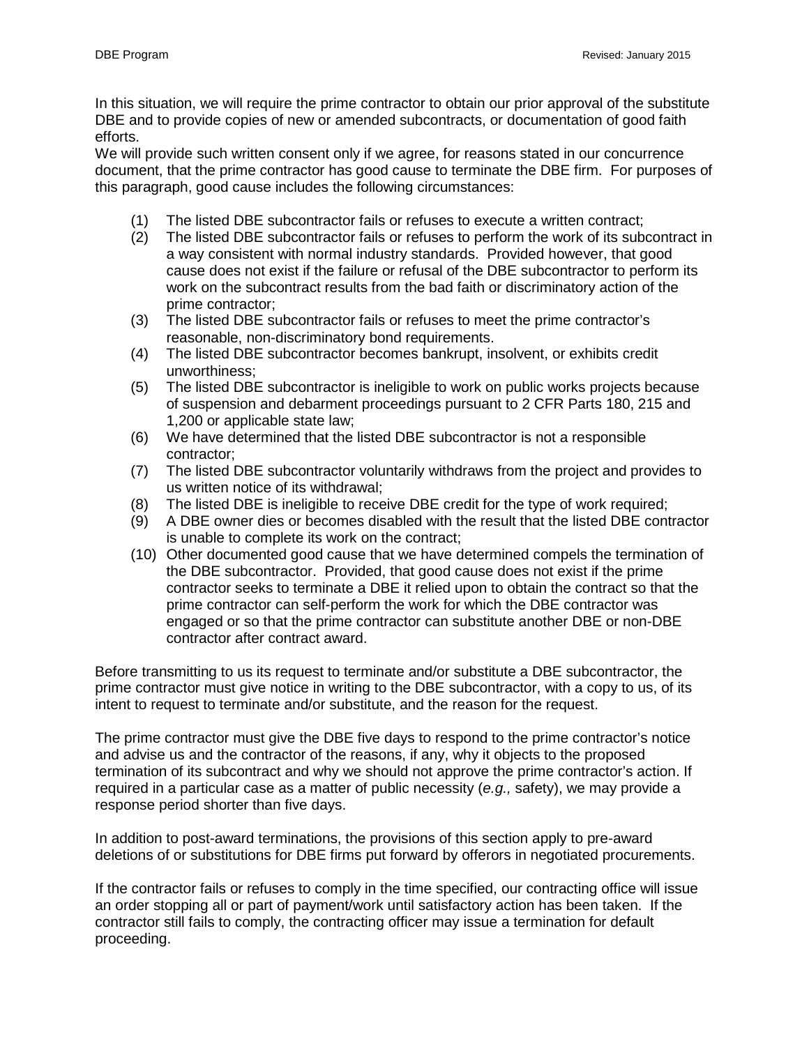In this situation, we will require the prime contractor to obtain our prior approval of the substitute DBE and to provide copies of new or amended subcontracts, or documentation of good faith efforts.
We will provide such written consent only if we agree, for reasons stated in our concurrence document, that the prime contractor has good cause to terminate the DBE firm. For purposes of this paragraph, good cause includes the following circumstances:

(1) The listed DBE subcontractor fails or refuses to execute a written contract;
(2) The listed DBE subcontractor fails or refuses to perform the work of its subcontract in a way consistent with normal industry standards. Provided however, that good cause does not exist if the failure or refusal of the DBE subcontractor to perform its work on the subcontract results from the bad faith or discriminatory action of the prime contractor;
(3) The listed DBE subcontractor fails or refuses to meet the prime contractor's reasonable, non-discriminatory bond requirements.
(4) The listed DBE subcontractor becomes bankrupt, insolvent, or exhibits credit unworthiness;
(5) The listed DBE subcontractor is ineligible to work on public works projects because of suspension and debarment proceedings pursuant to 2 CFR Parts 180, 215 and 1,200 or applicable state law;
(6) We have determined that the listed DBE subcontractor is not a responsible contractor;
(7) The listed DBE subcontractor voluntarily withdraws from the project and provides to us written notice of its withdrawal;
(8) The listed DBE is ineligible to receive DBE credit for the type of work required;
(9) A DBE owner dies or becomes disabled with the result that the listed DBE contractor is unable to complete its work on the contract;
(10) Other documented good cause that we have determined compels the termination of the DBE subcontractor. Provided, that good cause does not exist if the prime contractor seeks to terminate a DBE it relied upon to obtain the contract so that the prime contractor can self-perform the work for which the DBE contractor was engaged or so that the prime contractor can substitute another DBE or non-DBE contractor after contract award.

Before transmitting to us its request to terminate and/or substitute a DBE subcontractor, the prime contractor must give notice in writing to the DBE subcontractor, with a copy to us, of its intent to request to terminate and/or substitute, and the reason for the request.

The prime contractor must give the DBE five days to respond to the prime contractor's notice and advise us and the contractor of the reasons, if any, why it objects to the proposed termination of its subcontract and why we should not approve the prime contractor's action. If required in a particular case as a matter of public necessity (*e.g.,* safety), we may provide a response period shorter than five days.

In addition to post-award terminations, the provisions of this section apply to pre-award deletions of or substitutions for DBE firms put forward by offerors in negotiated procurements.

If the contractor fails or refuses to comply in the time specified, our contracting office will issue an order stopping all or part of payment/work until satisfactory action has been taken. If the contractor still fails to comply, the contracting officer may issue a termination for default proceeding.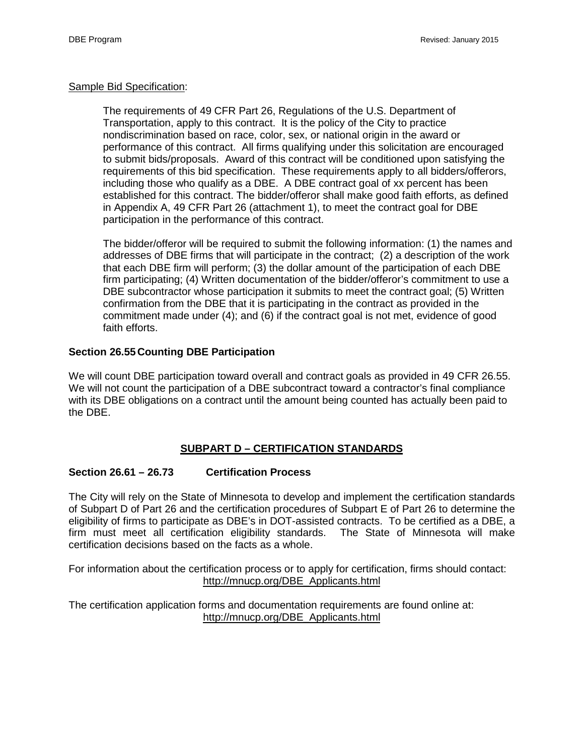Sample Bid Specification:

> The requirements of 49 CFR Part 26, Regulations of the U.S. Department of Transportation, apply to this contract. It is the policy of the City to practice nondiscrimination based on race, color, sex, or national origin in the award or performance of this contract. All firms qualifying under this solicitation are encouraged to submit bids/proposals. Award of this contract will be conditioned upon satisfying the requirements of this bid specification. These requirements apply to all bidders/offerors, including those who qualify as a DBE. A DBE contract goal of xx percent has been established for this contract. The bidder/offeror shall make good faith efforts, as defined in Appendix A, 49 CFR Part 26 (attachment 1), to meet the contract goal for DBE participation in the performance of this contract.
>
> The bidder/offeror will be required to submit the following information: (1) the names and addresses of DBE firms that will participate in the contract; (2) a description of the work that each DBE firm will perform; (3) the dollar amount of the participation of each DBE firm participating; (4) Written documentation of the bidder/offeror's commitment to use a DBE subcontractor whose participation it submits to meet the contract goal; (5) Written confirmation from the DBE that it is participating in the contract as provided in the commitment made under (4); and (6) if the contract goal is not met, evidence of good faith efforts.

### Section 26.55 Counting DBE Participation

We will count DBE participation toward overall and contract goals as provided in 49 CFR 26.55. We will not count the participation of a DBE subcontract toward a contractor's final compliance with its DBE obligations on a contract until the amount being counted has actually been paid to the DBE.

## SUBPART D – CERTIFICATION STANDARDS

### Section 26.61 – 26.73 Certification Process

The City will rely on the State of Minnesota to develop and implement the certification standards of Subpart D of Part 26 and the certification procedures of Subpart E of Part 26 to determine the eligibility of firms to participate as DBE's in DOT-assisted contracts. To be certified as a DBE, a firm must meet all certification eligibility standards. The State of Minnesota will make certification decisions based on the facts as a whole.

For information about the certification process or to apply for certification, firms should contact:
http://mnucp.org/DBE_Applicants.html

The certification application forms and documentation requirements are found online at:
http://mnucp.org/DBE_Applicants.html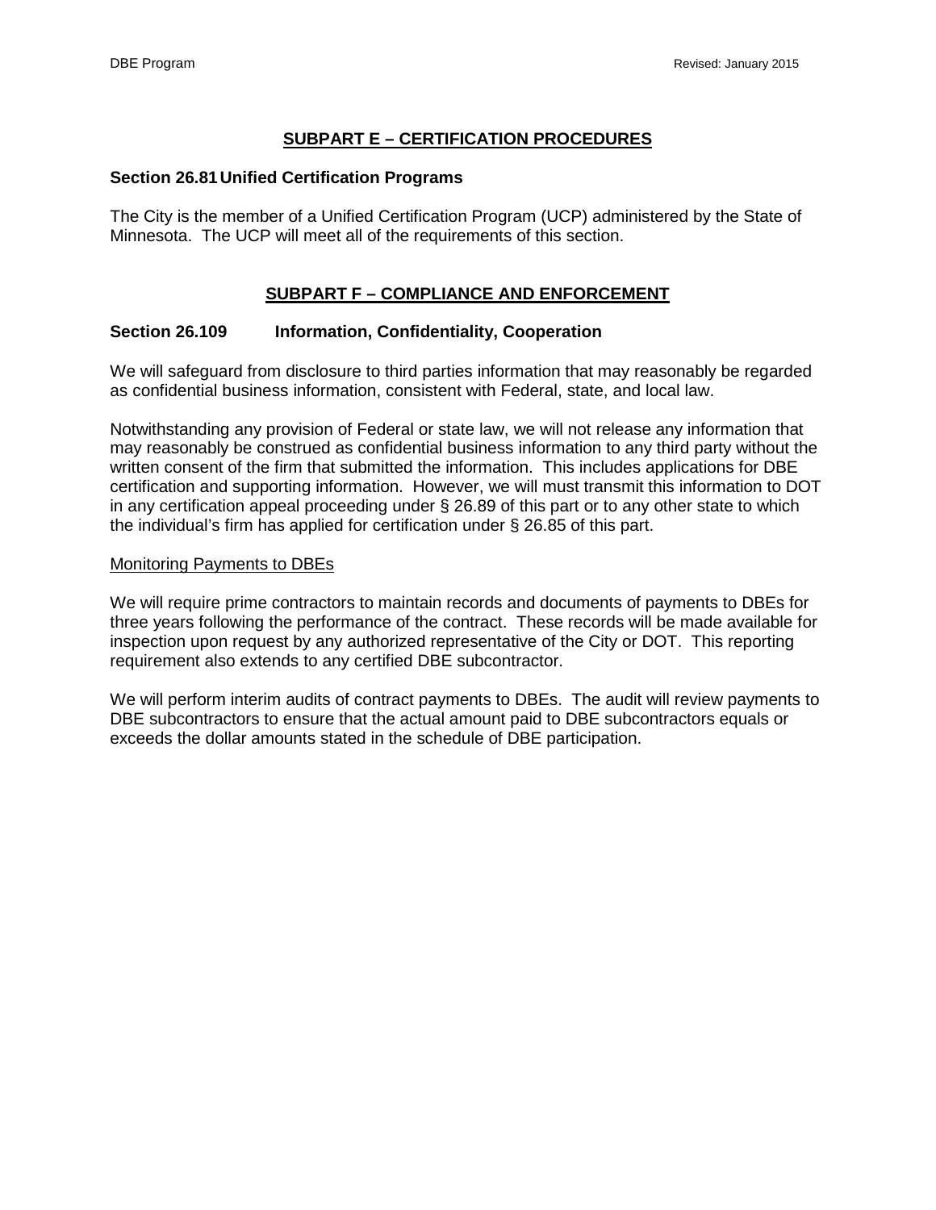## SUBPART E – CERTIFICATION PROCEDURES

### Section 26.81 Unified Certification Programs

The City is the member of a Unified Certification Program (UCP) administered by the State of Minnesota. The UCP will meet all of the requirements of this section.

## SUBPART F – COMPLIANCE AND ENFORCEMENT

### Section 26.109 Information, Confidentiality, Cooperation

We will safeguard from disclosure to third parties information that may reasonably be regarded as confidential business information, consistent with Federal, state, and local law.

Notwithstanding any provision of Federal or state law, we will not release any information that may reasonably be construed as confidential business information to any third party without the written consent of the firm that submitted the information. This includes applications for DBE certification and supporting information. However, we will must transmit this information to DOT in any certification appeal proceeding under § 26.89 of this part or to any other state to which the individual's firm has applied for certification under § 26.85 of this part.

Monitoring Payments to DBEs

We will require prime contractors to maintain records and documents of payments to DBEs for three years following the performance of the contract. These records will be made available for inspection upon request by any authorized representative of the City or DOT. This reporting requirement also extends to any certified DBE subcontractor.

We will perform interim audits of contract payments to DBEs. The audit will review payments to DBE subcontractors to ensure that the actual amount paid to DBE subcontractors equals or exceeds the dollar amounts stated in the schedule of DBE participation.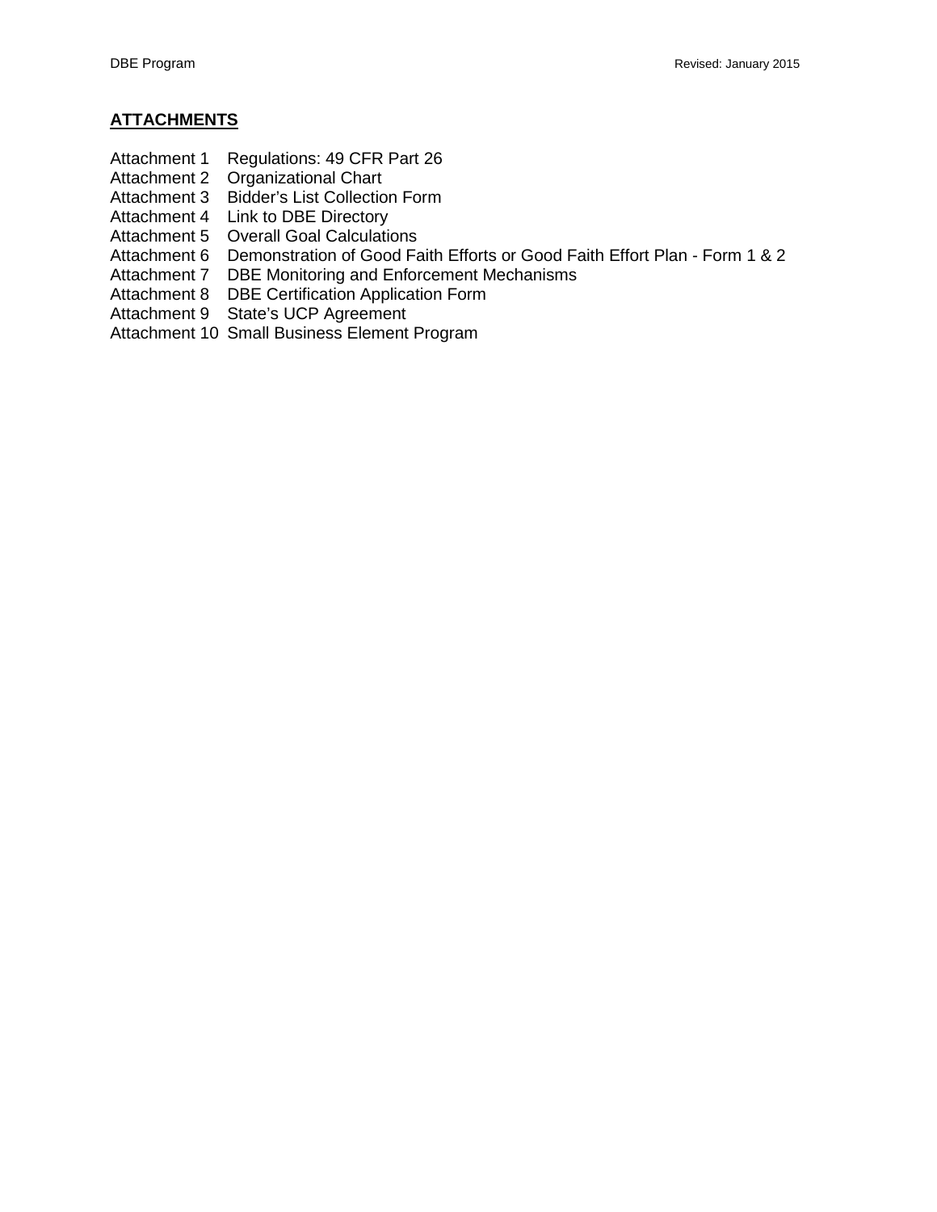## **ATTACHMENTS**

Attachment 1  Regulations: 49 CFR Part 26
Attachment 2  Organizational Chart
Attachment 3  Bidder's List Collection Form
Attachment 4  Link to DBE Directory
Attachment 5  Overall Goal Calculations
Attachment 6  Demonstration of Good Faith Efforts or Good Faith Effort Plan - Form 1 & 2
Attachment 7  DBE Monitoring and Enforcement Mechanisms
Attachment 8  DBE Certification Application Form
Attachment 9  State's UCP Agreement
Attachment 10  Small Business Element Program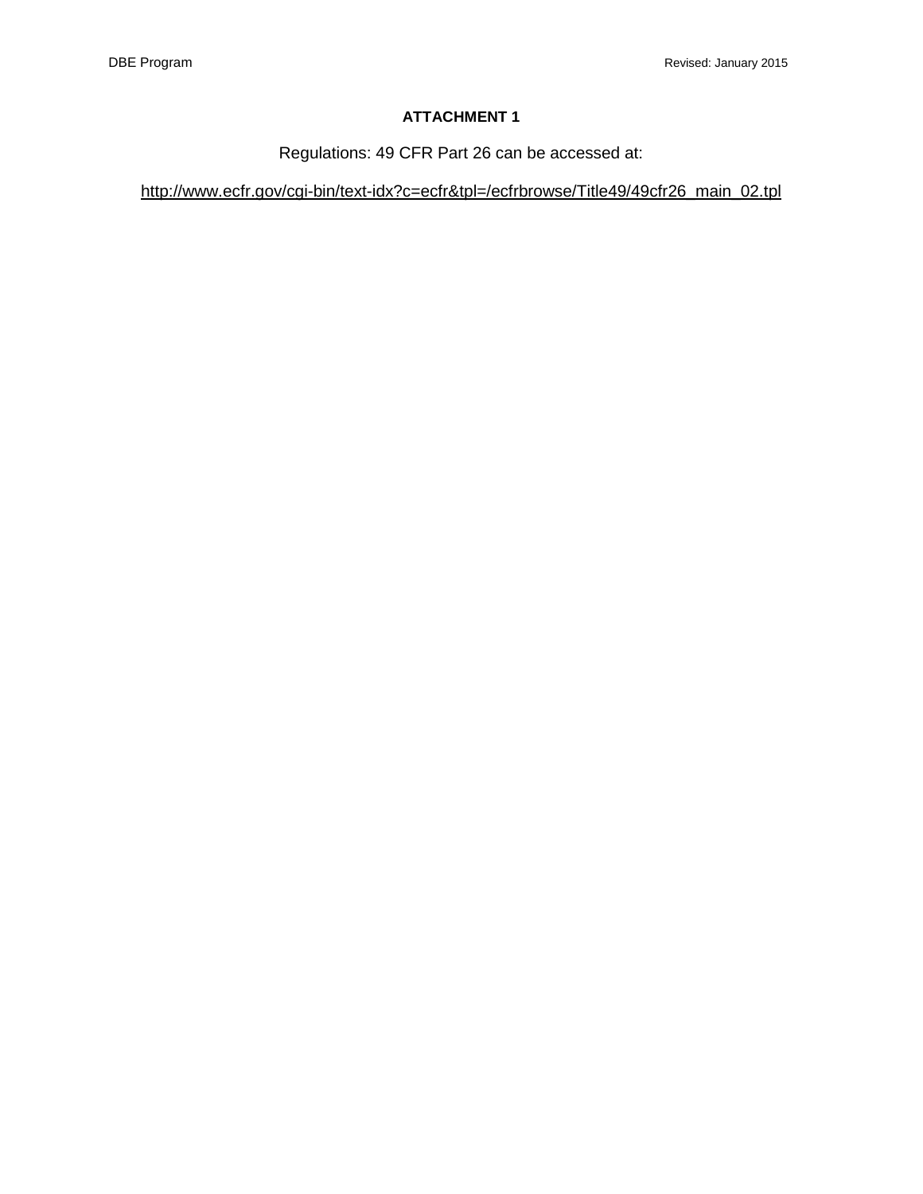**ATTACHMENT 1**

Regulations: 49 CFR Part 26 can be accessed at:

http://www.ecfr.gov/cgi-bin/text-idx?c=ecfr&tpl=/ecfrbrowse/Title49/49cfr26_main_02.tpl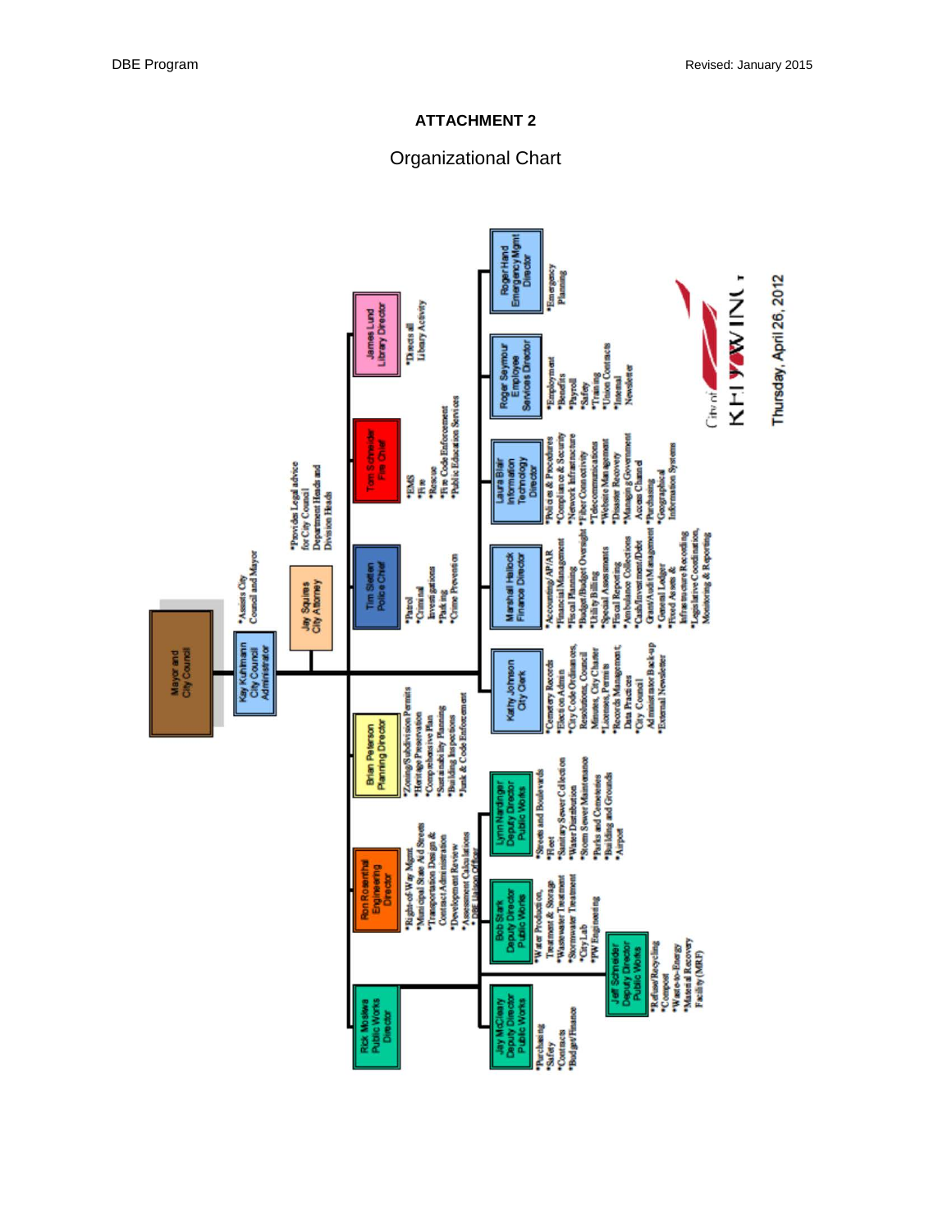# ATTACHMENT 2

## Organizational Chart

**Mayor and City Council**

**Kay Kuhlmann, City Council Administrator**
- Assists City Council and Mayor

**Jay Squires, City Attorney**
- Provides Legal advice for City Council, Department Heads and Division Heads

**Tim Sieben, Police Chief**
- Patrol
- Criminal Investigations
- Parking
- Crime Prevention

**Tom Schneider, Fire Chief**
- EMS
- Fire
- Rescue
- Fire Code Enforcement
- Public Education Services

**James Lund, Library Director**
- Directs all Library Activity

**Brian Peterson, Planning Director**
- Zoning/Subdivision Permits
- Heritage Preservation
- Comprehensive Plan
- Sustainability Planning
- Building Inspections
- Junk & Code Enforcement

**Ron Rosenthal, Engineering Director**
- Right-of-Way Mgmt
- Municipal State Aid Streets
- Transportation Design & Contract Administration
- Development Review
- Assessment Calculations
- DBE Liaison Officer

**Rick Moshiwa, Public Works Director**

**Jay McCleary, Deputy Director Public Works**
- Purchasing
- Safety
- Contracts
- Budget/Finance

**Bob Stark, Deputy Director Public Works**
- Water Production, Treatment & Storage
- Wastewater Treatment
- Stormwater Treatment
- City Lab
- PW Engineering

**Jeff Schneider, Deputy Director Public Works**
- Refuse/Recycling
- Compost
- Waste-to-Energy
- Material Recovery Facility (MRF)

**Lynn Nardinger, Deputy Director Public Works**
- Streets and Boulevards
- Fleet
- Sanitary Sewer Collection
- Water Distribution
- Storm Sewer Maintenance
- Parks and Cemeteries
- Building and Grounds
- Airport

**Kathy Johnson, City Clerk**
- Cemetery Records
- Election Admin
- City Code Ordinances, Resolutions, Council Minutes, City Charter
- Licenses, Permits
- Records Management, Data Practices
- City Council Administrator Back-up
- External Newsletter

**Marshall Hallock, Finance Director**
- Accounting/AP/AR
- Financial Management
- Fiscal Planning
- Budget/Budget Oversight
- Utility Billing
- Special Assessments
- Fiscal Reporting
- Ambulance Collections
- Cash/Investment/Debt
- Grant/Audit Management
- General Ledger
- Fixed Assets & Infrastructure Recording
- Legislative Coordination, Monitoring & Reporting

**Laura Blair, Information Technology Director**
- Policies & Procedures
- Compliance & Security
- Network Infrastructure
- Fiber Connectivity
- Telecommunications
- Website Management
- Disaster Recovery
- Manages Government Access Channel
- Purchasing
- Geographical Information Systems

**Roger Seymour, Employee Services Director**
- Employment
- Benefits
- Payroll
- Safety
- Training
- Union Contracts
- Internal Newsletter

**Roger Hand, Emergency Mgmt Director**
- Emergency Planning

City of RED WING

Thursday, April 26, 2012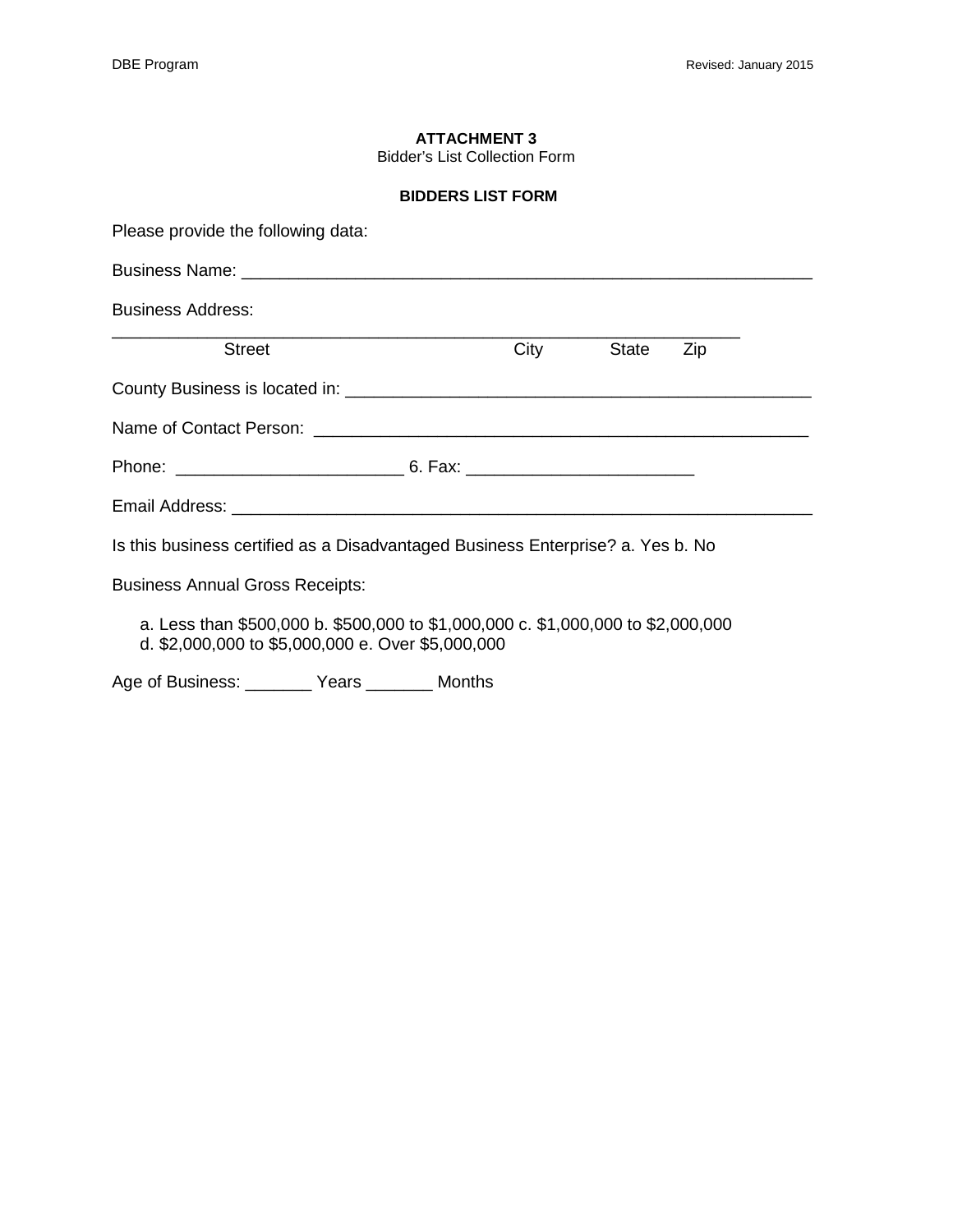**ATTACHMENT 3**

Bidder's List Collection Form

**BIDDERS LIST FORM**

Please provide the following data:

Business Name: ____________________________________________________________

Business Address:

____________________________________________________________________
Street                                        City          State     Zip

County Business is located in: _____________________________________________

Name of Contact Person: __________________________________________________

Phone: ______________________ 6. Fax: ______________________

Email Address: ____________________________________________________________

Is this business certified as a Disadvantaged Business Enterprise? a. Yes b. No

Business Annual Gross Receipts:

a. Less than $500,000 b. $500,000 to $1,000,000 c. $1,000,000 to $2,000,000
d. $2,000,000 to $5,000,000 e. Over $5,000,000

Age of Business: _______ Years _______ Months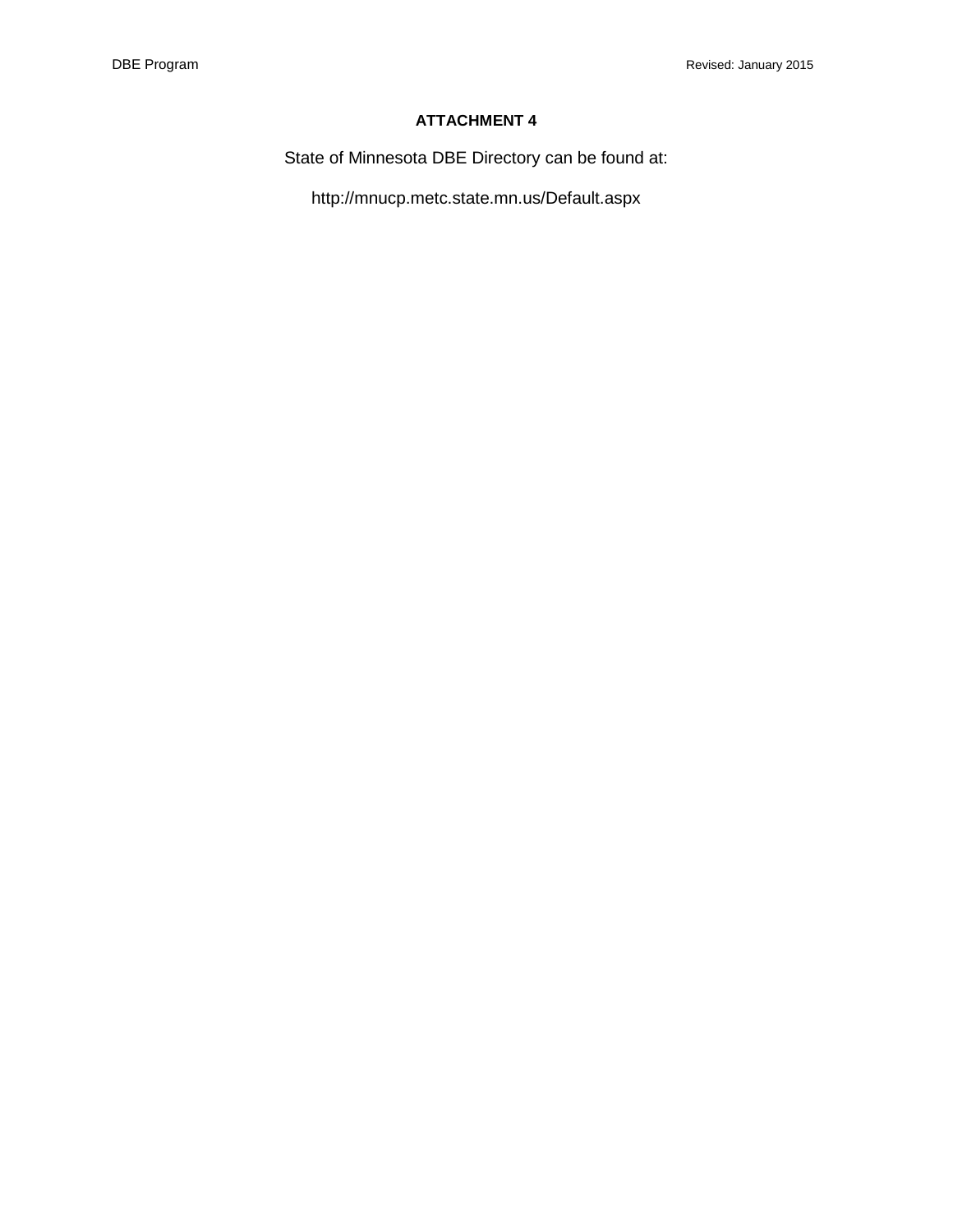## ATTACHMENT 4

State of Minnesota DBE Directory can be found at:

http://mnucp.metc.state.mn.us/Default.aspx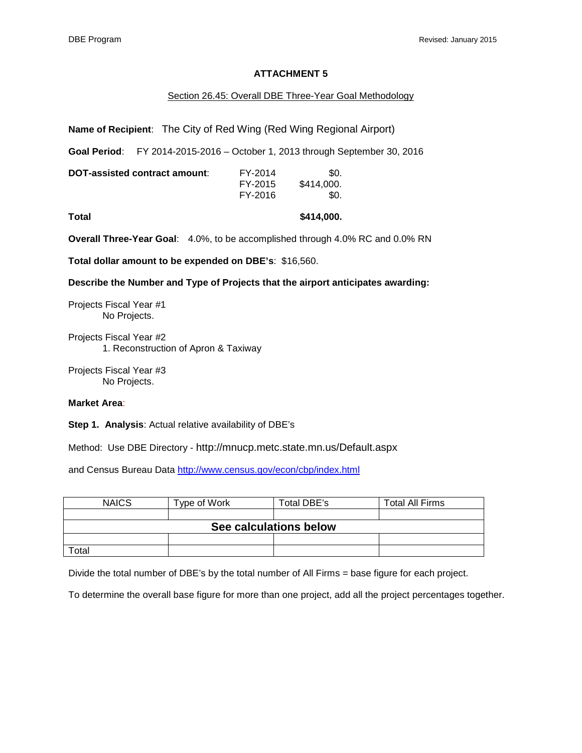## ATTACHMENT 5

Section 26.45: Overall DBE Three-Year Goal Methodology

**Name of Recipient**: The City of Red Wing (Red Wing Regional Airport)

**Goal Period**: FY 2014-2015-2016 – October 1, 2013 through September 30, 2016

**DOT-assisted contract amount**:

| | |
|---|---|
| FY-2014 | $0. |
| FY-2015 | $414,000. |
| FY-2016 | $0. |

**Total** **$414,000.**

**Overall Three-Year Goal**: 4.0%, to be accomplished through 4.0% RC and 0.0% RN

**Total dollar amount to be expended on DBE's**: $16,560.

**Describe the Number and Type of Projects that the airport anticipates awarding:**

Projects Fiscal Year #1
No Projects.

Projects Fiscal Year #2
1. Reconstruction of Apron & Taxiway

Projects Fiscal Year #3
No Projects.

**Market Area**:

**Step 1. Analysis**: Actual relative availability of DBE's

Method: Use DBE Directory - http://mnucp.metc.state.mn.us/Default.aspx

and Census Bureau Data http://www.census.gov/econ/cbp/index.html

| NAICS | Type of Work | Total DBE's | Total All Firms |
|---|---|---|---|
| | | | |
| **See calculations below** | | | |
| | | | |
| Total | | | |

Divide the total number of DBE's by the total number of All Firms = base figure for each project.

To determine the overall base figure for more than one project, add all the project percentages together.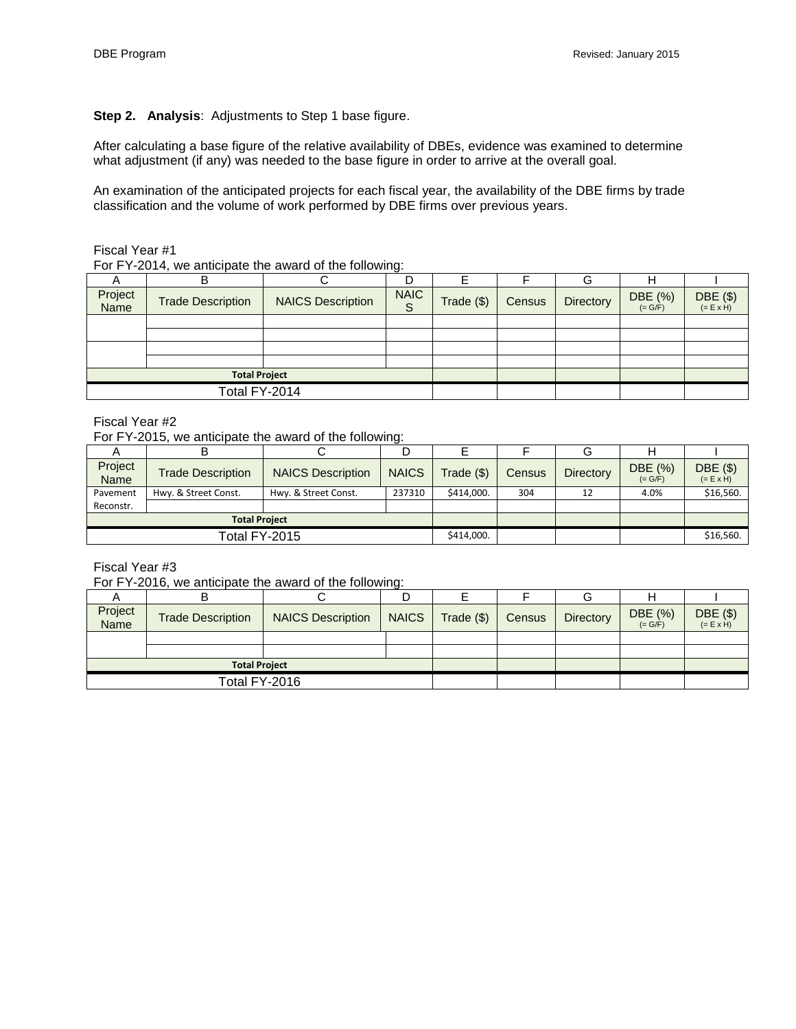**Step 2. Analysis**: Adjustments to Step 1 base figure.

After calculating a base figure of the relative availability of DBEs, evidence was examined to determine what adjustment (if any) was needed to the base figure in order to arrive at the overall goal.

An examination of the anticipated projects for each fiscal year, the availability of the DBE firms by trade classification and the volume of work performed by DBE firms over previous years.

Fiscal Year #1

For FY-2014, we anticipate the award of the following:

| A | B | C | D | E | F | G | H | I |
|---|---|---|---|---|---|---|---|---|
| Project Name | Trade Description | NAICS Description | NAICS | Trade ($) | Census | Directory | DBE (%) (= G/F) | DBE ($) (= E x H) |
| | | | | | | | | |
| | | | | | | | | |
| | | | | | | | | |
| | | | | | | | | |
| **Total Project** | | | | | | | | |
| Total FY-2014 | | | | | | | | |

Fiscal Year #2

For FY-2015, we anticipate the award of the following:

| A | B | C | D | E | F | G | H | I |
|---|---|---|---|---|---|---|---|---|
| Project Name | Trade Description | NAICS Description | NAICS | Trade ($) | Census | Directory | DBE (%) (= G/F) | DBE ($) (= E x H) |
| Pavement Reconstr. | Hwy. & Street Const. | Hwy. & Street Const. | 237310 | $414,000. | 304 | 12 | 4.0% | $16,560. |
| | | | | | | | | |
| **Total Project** | | | | | | | | |
| Total FY-2015 | | | | $414,000. | | | | $16,560. |

Fiscal Year #3

For FY-2016, we anticipate the award of the following:

| A | B | C | D | E | F | G | H | I |
|---|---|---|---|---|---|---|---|---|
| Project Name | Trade Description | NAICS Description | NAICS | Trade ($) | Census | Directory | DBE (%) (= G/F) | DBE ($) (= E x H) |
| | | | | | | | | |
| | | | | | | | | |
| **Total Project** | | | | | | | | |
| Total FY-2016 | | | | | | | | |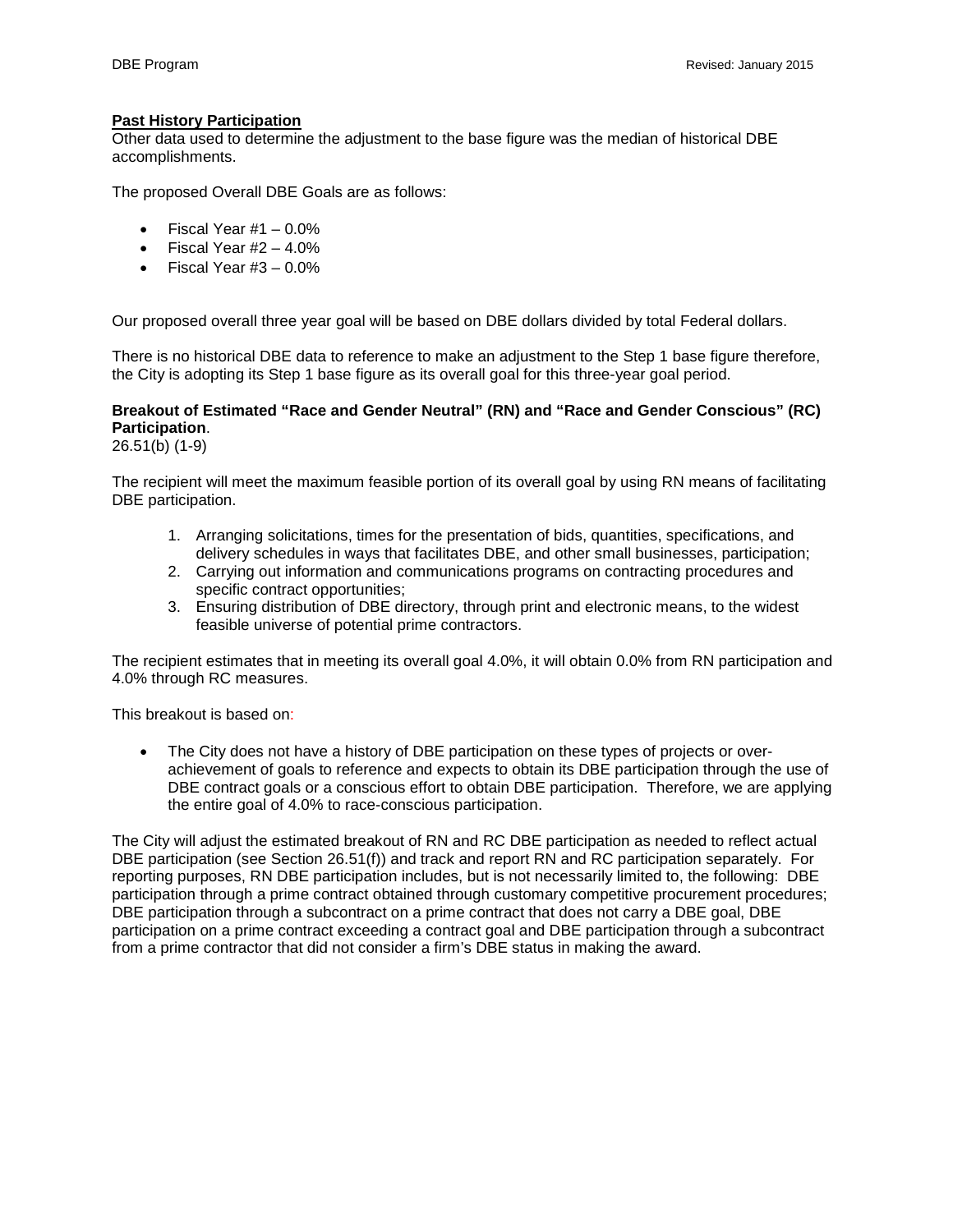**Past History Participation**

Other data used to determine the adjustment to the base figure was the median of historical DBE accomplishments.

The proposed Overall DBE Goals are as follows:

- Fiscal Year #1 – 0.0%
- Fiscal Year #2 – 4.0%
- Fiscal Year #3 – 0.0%

Our proposed overall three year goal will be based on DBE dollars divided by total Federal dollars.

There is no historical DBE data to reference to make an adjustment to the Step 1 base figure therefore, the City is adopting its Step 1 base figure as its overall goal for this three-year goal period.

**Breakout of Estimated "Race and Gender Neutral" (RN) and "Race and Gender Conscious" (RC) Participation**.
26.51(b) (1-9)

The recipient will meet the maximum feasible portion of its overall goal by using RN means of facilitating DBE participation.

1. Arranging solicitations, times for the presentation of bids, quantities, specifications, and delivery schedules in ways that facilitates DBE, and other small businesses, participation;
2. Carrying out information and communications programs on contracting procedures and specific contract opportunities;
3. Ensuring distribution of DBE directory, through print and electronic means, to the widest feasible universe of potential prime contractors.

The recipient estimates that in meeting its overall goal 4.0%, it will obtain 0.0% from RN participation and 4.0% through RC measures.

This breakout is based on:

- The City does not have a history of DBE participation on these types of projects or over-achievement of goals to reference and expects to obtain its DBE participation through the use of DBE contract goals or a conscious effort to obtain DBE participation. Therefore, we are applying the entire goal of 4.0% to race-conscious participation.

The City will adjust the estimated breakout of RN and RC DBE participation as needed to reflect actual DBE participation (see Section 26.51(f)) and track and report RN and RC participation separately. For reporting purposes, RN DBE participation includes, but is not necessarily limited to, the following: DBE participation through a prime contract obtained through customary competitive procurement procedures; DBE participation through a subcontract on a prime contract that does not carry a DBE goal, DBE participation on a prime contract exceeding a contract goal and DBE participation through a subcontract from a prime contractor that did not consider a firm's DBE status in making the award.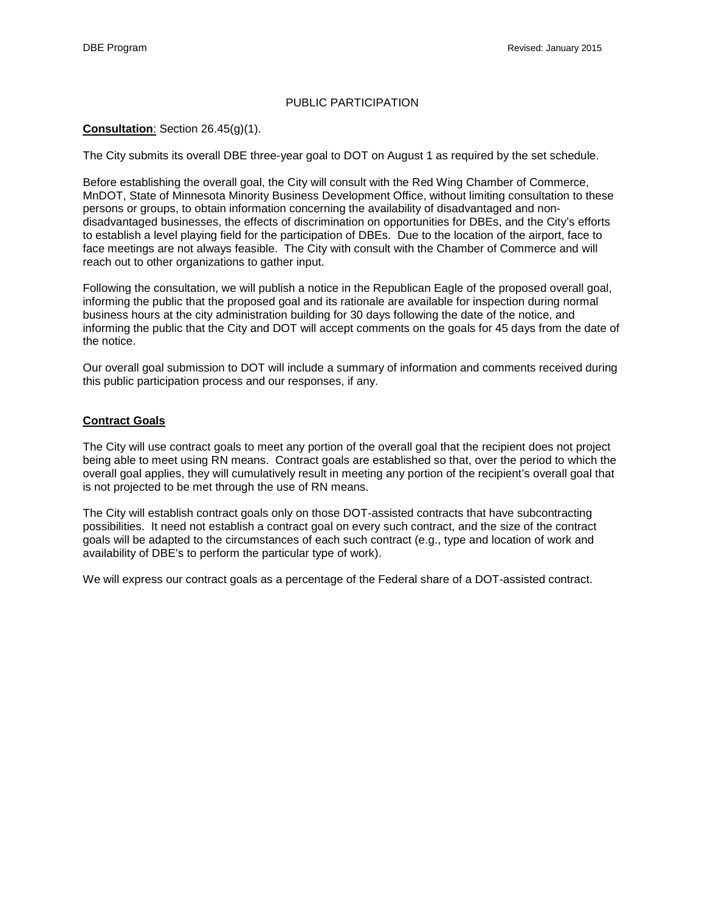# PUBLIC PARTICIPATION

**Consultation**: Section 26.45(g)(1).

The City submits its overall DBE three-year goal to DOT on August 1 as required by the set schedule.

Before establishing the overall goal, the City will consult with the Red Wing Chamber of Commerce, MnDOT, State of Minnesota Minority Business Development Office, without limiting consultation to these persons or groups, to obtain information concerning the availability of disadvantaged and non-disadvantaged businesses, the effects of discrimination on opportunities for DBEs, and the City's efforts to establish a level playing field for the participation of DBEs. Due to the location of the airport, face to face meetings are not always feasible. The City with consult with the Chamber of Commerce and will reach out to other organizations to gather input.

Following the consultation, we will publish a notice in the Republican Eagle of the proposed overall goal, informing the public that the proposed goal and its rationale are available for inspection during normal business hours at the city administration building for 30 days following the date of the notice, and informing the public that the City and DOT will accept comments on the goals for 45 days from the date of the notice.

Our overall goal submission to DOT will include a summary of information and comments received during this public participation process and our responses, if any.

**Contract Goals**

The City will use contract goals to meet any portion of the overall goal that the recipient does not project being able to meet using RN means. Contract goals are established so that, over the period to which the overall goal applies, they will cumulatively result in meeting any portion of the recipient's overall goal that is not projected to be met through the use of RN means.

The City will establish contract goals only on those DOT-assisted contracts that have subcontracting possibilities. It need not establish a contract goal on every such contract, and the size of the contract goals will be adapted to the circumstances of each such contract (e.g., type and location of work and availability of DBE's to perform the particular type of work).

We will express our contract goals as a percentage of the Federal share of a DOT-assisted contract.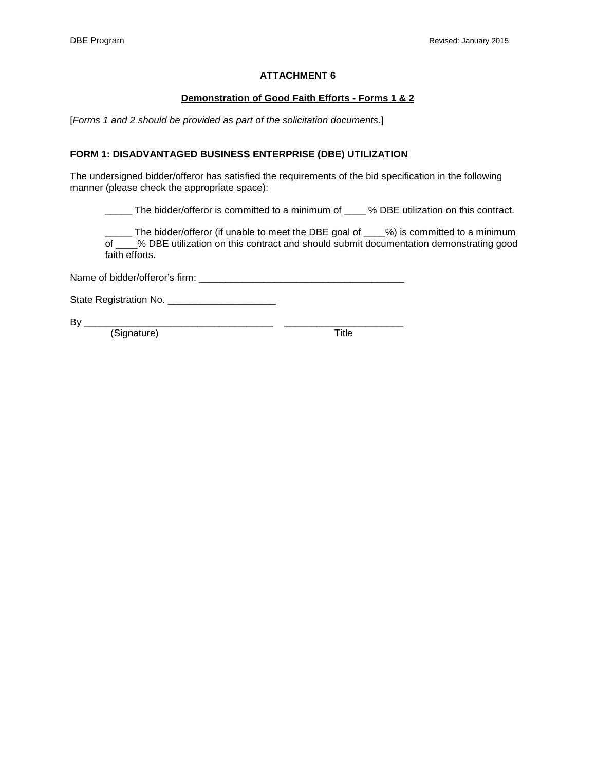# ATTACHMENT 6

## Demonstration of Good Faith Efforts - Forms 1 & 2

[*Forms 1 and 2 should be provided as part of the solicitation documents*.]

### FORM 1: DISADVANTAGED BUSINESS ENTERPRISE (DBE) UTILIZATION

The undersigned bidder/offeror has satisfied the requirements of the bid specification in the following manner (please check the appropriate space):

_____ The bidder/offeror is committed to a minimum of ____ % DBE utilization on this contract.

_____ The bidder/offeror (if unable to meet the DBE goal of ____%) is committed to a minimum of ____% DBE utilization on this contract and should submit documentation demonstrating good faith efforts.

Name of bidder/offeror's firm: ______________________________________

State Registration No. ___________________

By ___________________________________ _____________________
(Signature) Title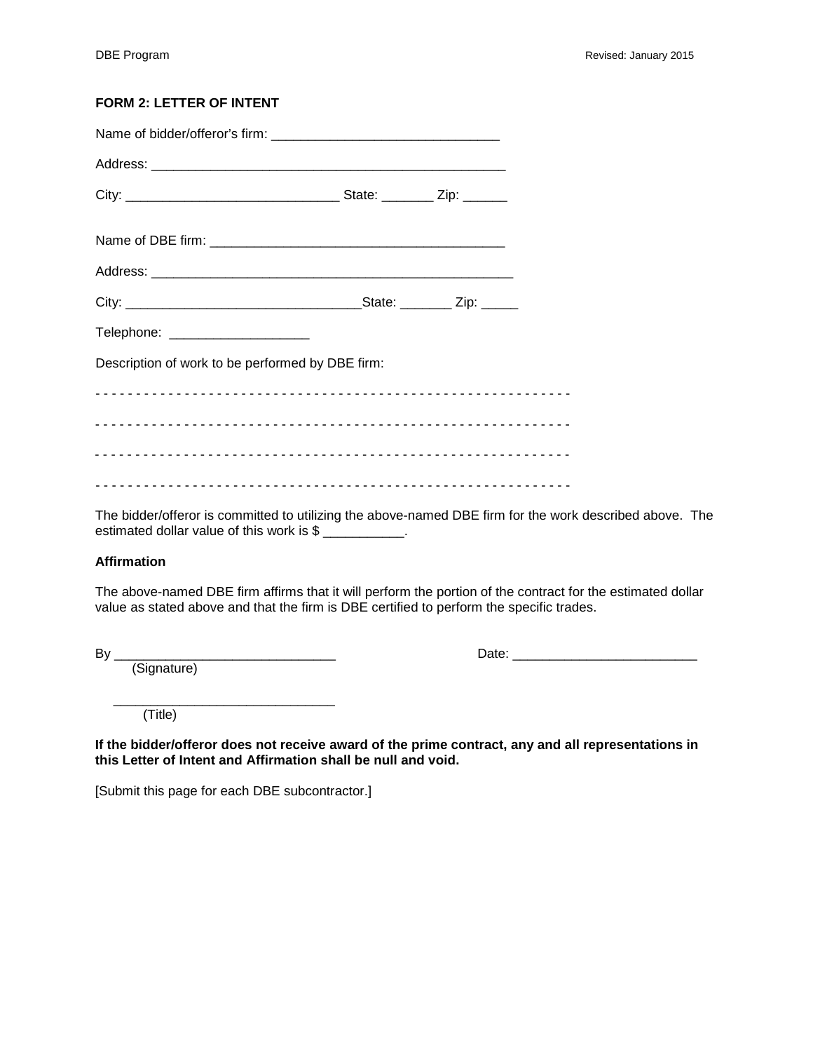## FORM 2: LETTER OF INTENT

Name of bidder/offeror's firm: _______________________________

Address: ________________________________________________

City: ____________________________ State: _______ Zip: ______

Name of DBE firm: ________________________________________

Address: _________________________________________________

City: _______________________________State: _______ Zip: _____

Telephone: ___________________

Description of work to be performed by DBE firm:

- - - - - - - - - - - - - - - - - - - - - - - - - - - - - - - - - - - - - - - - - - - - - - - - - - - - - - - - - - - - -

- - - - - - - - - - - - - - - - - - - - - - - - - - - - - - - - - - - - - - - - - - - - - - - - - - - - - - - - - - - - -

- - - - - - - - - - - - - - - - - - - - - - - - - - - - - - - - - - - - - - - - - - - - - - - - - - - - - - - - - - - - -

- - - - - - - - - - - - - - - - - - - - - - - - - - - - - - - - - - - - - - - - - - - - - - - - - - - - - - - - - - - - -

The bidder/offeror is committed to utilizing the above-named DBE firm for the work described above. The estimated dollar value of this work is $ ___________.

**Affirmation**

The above-named DBE firm affirms that it will perform the portion of the contract for the estimated dollar value as stated above and that the firm is DBE certified to perform the specific trades.

By ______________________________ Date: _________________________
(Signature)

______________________________
(Title)

**If the bidder/offeror does not receive award of the prime contract, any and all representations in this Letter of Intent and Affirmation shall be null and void.**

[Submit this page for each DBE subcontractor.]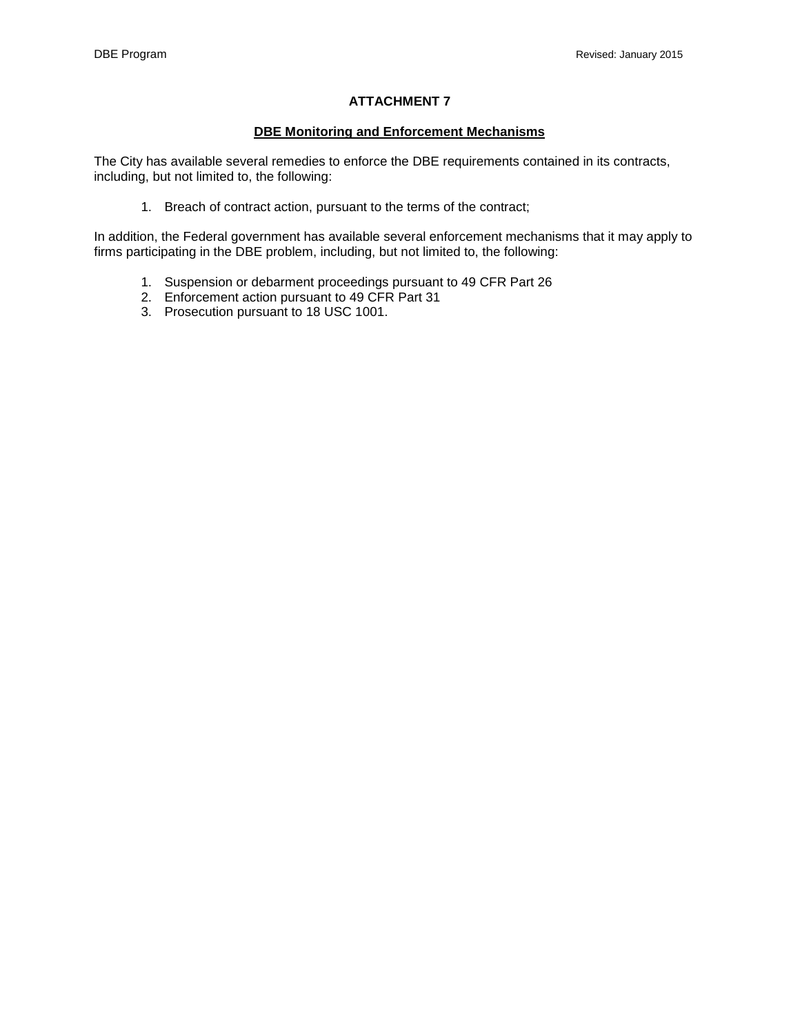# ATTACHMENT 7

## DBE Monitoring and Enforcement Mechanisms

The City has available several remedies to enforce the DBE requirements contained in its contracts, including, but not limited to, the following:

1. Breach of contract action, pursuant to the terms of the contract;

In addition, the Federal government has available several enforcement mechanisms that it may apply to firms participating in the DBE problem, including, but not limited to, the following:

1. Suspension or debarment proceedings pursuant to 49 CFR Part 26
2. Enforcement action pursuant to 49 CFR Part 31
3. Prosecution pursuant to 18 USC 1001.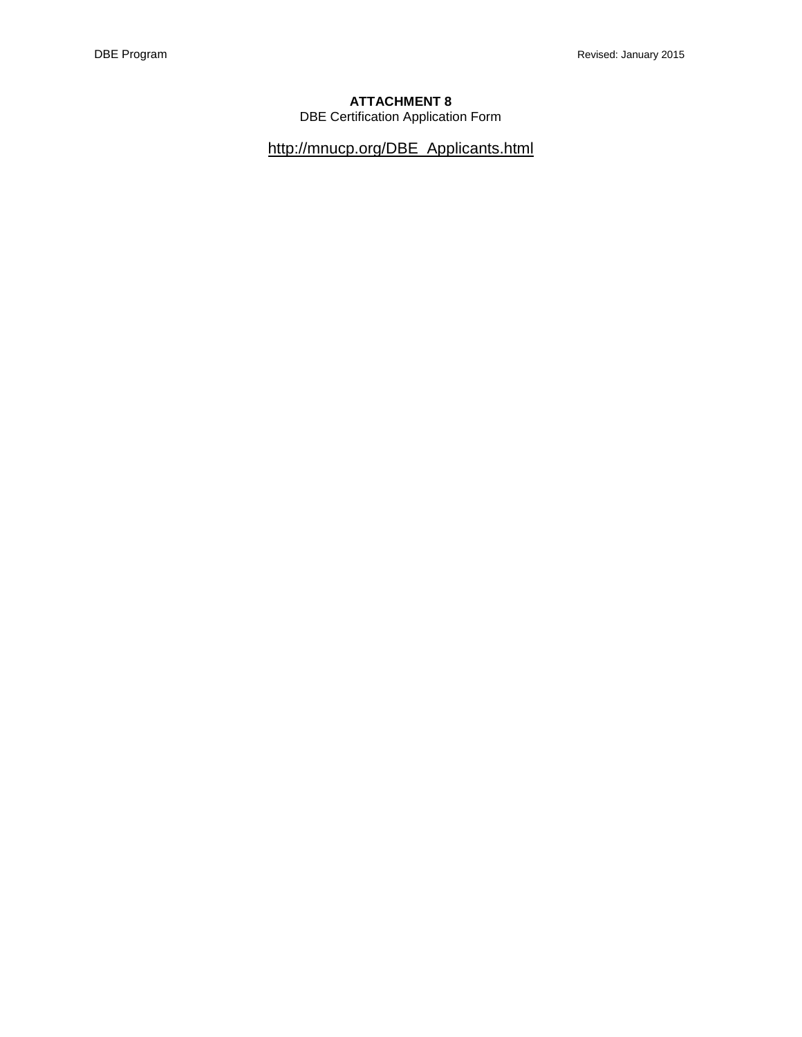**ATTACHMENT 8**

DBE Certification Application Form

http://mnucp.org/DBE_Applicants.html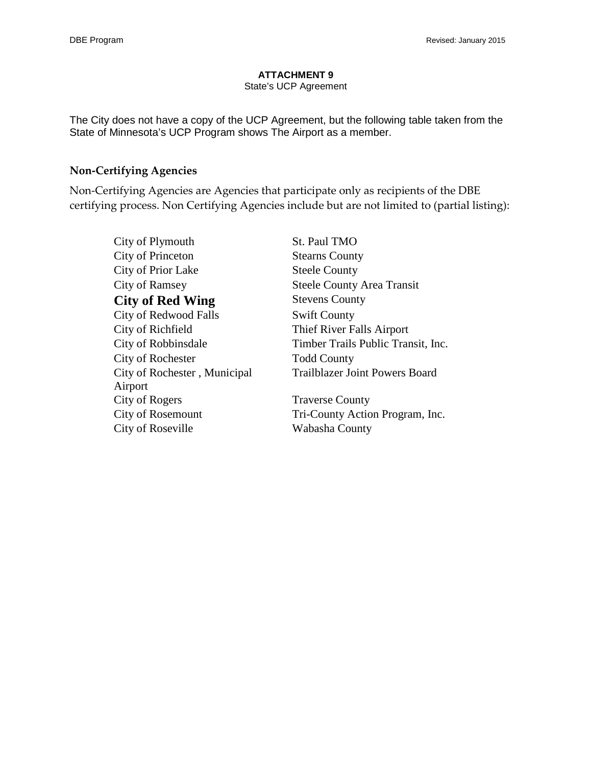**ATTACHMENT 9**

State's UCP Agreement

The City does not have a copy of the UCP Agreement, but the following table taken from the State of Minnesota's UCP Program shows The Airport as a member.

### Non-Certifying Agencies

Non-Certifying Agencies are Agencies that participate only as recipients of the DBE certifying process. Non Certifying Agencies include but are not limited to (partial listing):

| | |
|---|---|
| City of Plymouth | St. Paul TMO |
| City of Princeton | Stearns County |
| City of Prior Lake | Steele County |
| City of Ramsey | Steele County Area Transit |
| **City of Red Wing** | Stevens County |
| City of Redwood Falls | Swift County |
| City of Richfield | Thief River Falls Airport |
| City of Robbinsdale | Timber Trails Public Transit, Inc. |
| City of Rochester | Todd County |
| City of Rochester , Municipal Airport | Trailblazer Joint Powers Board |
| City of Rogers | Traverse County |
| City of Rosemount | Tri-County Action Program, Inc. |
| City of Roseville | Wabasha County |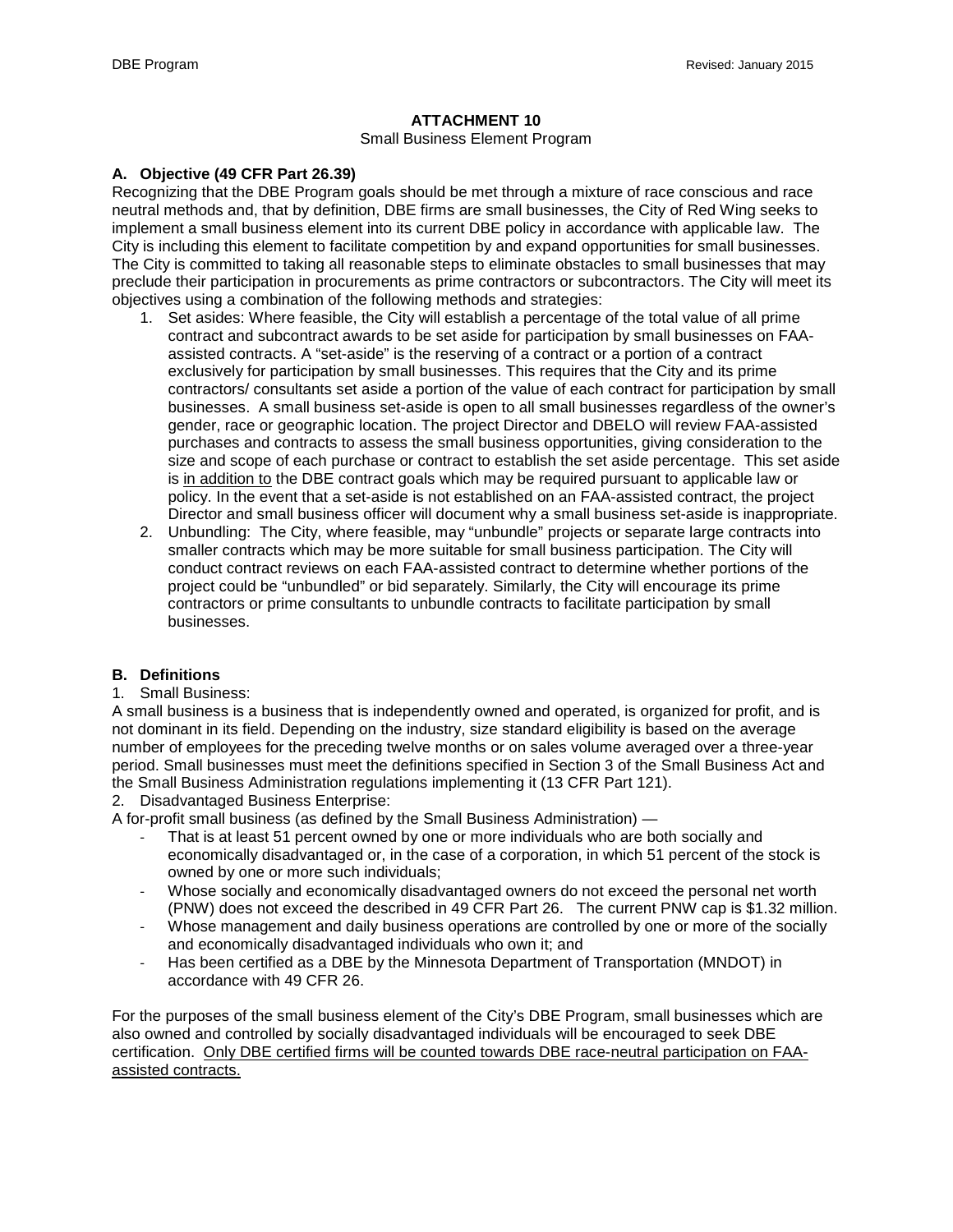## ATTACHMENT 10

Small Business Element Program

### A. Objective (49 CFR Part 26.39)

Recognizing that the DBE Program goals should be met through a mixture of race conscious and race neutral methods and, that by definition, DBE firms are small businesses, the City of Red Wing seeks to implement a small business element into its current DBE policy in accordance with applicable law. The City is including this element to facilitate competition by and expand opportunities for small businesses. The City is committed to taking all reasonable steps to eliminate obstacles to small businesses that may preclude their participation in procurements as prime contractors or subcontractors. The City will meet its objectives using a combination of the following methods and strategies:

1. Set asides: Where feasible, the City will establish a percentage of the total value of all prime contract and subcontract awards to be set aside for participation by small businesses on FAA-assisted contracts. A "set-aside" is the reserving of a contract or a portion of a contract exclusively for participation by small businesses. This requires that the City and its prime contractors/ consultants set aside a portion of the value of each contract for participation by small businesses. A small business set-aside is open to all small businesses regardless of the owner's gender, race or geographic location. The project Director and DBELO will review FAA-assisted purchases and contracts to assess the small business opportunities, giving consideration to the size and scope of each purchase or contract to establish the set aside percentage. This set aside is <u>in addition to</u> the DBE contract goals which may be required pursuant to applicable law or policy. In the event that a set-aside is not established on an FAA-assisted contract, the project Director and small business officer will document why a small business set-aside is inappropriate.
2. Unbundling: The City, where feasible, may "unbundle" projects or separate large contracts into smaller contracts which may be more suitable for small business participation. The City will conduct contract reviews on each FAA-assisted contract to determine whether portions of the project could be "unbundled" or bid separately. Similarly, the City will encourage its prime contractors or prime consultants to unbundle contracts to facilitate participation by small businesses.

### B. Definitions

1. Small Business:

A small business is a business that is independently owned and operated, is organized for profit, and is not dominant in its field. Depending on the industry, size standard eligibility is based on the average number of employees for the preceding twelve months or on sales volume averaged over a three-year period. Small businesses must meet the definitions specified in Section 3 of the Small Business Act and the Small Business Administration regulations implementing it (13 CFR Part 121).

2. Disadvantaged Business Enterprise:

A for-profit small business (as defined by the Small Business Administration) —

- That is at least 51 percent owned by one or more individuals who are both socially and economically disadvantaged or, in the case of a corporation, in which 51 percent of the stock is owned by one or more such individuals;
- Whose socially and economically disadvantaged owners do not exceed the personal net worth (PNW) does not exceed the described in 49 CFR Part 26. The current PNW cap is $1.32 million.
- Whose management and daily business operations are controlled by one or more of the socially and economically disadvantaged individuals who own it; and
- Has been certified as a DBE by the Minnesota Department of Transportation (MNDOT) in accordance with 49 CFR 26.

For the purposes of the small business element of the City's DBE Program, small businesses which are also owned and controlled by socially disadvantaged individuals will be encouraged to seek DBE certification. <u>Only DBE certified firms will be counted towards DBE race-neutral participation on FAA-assisted contracts.</u>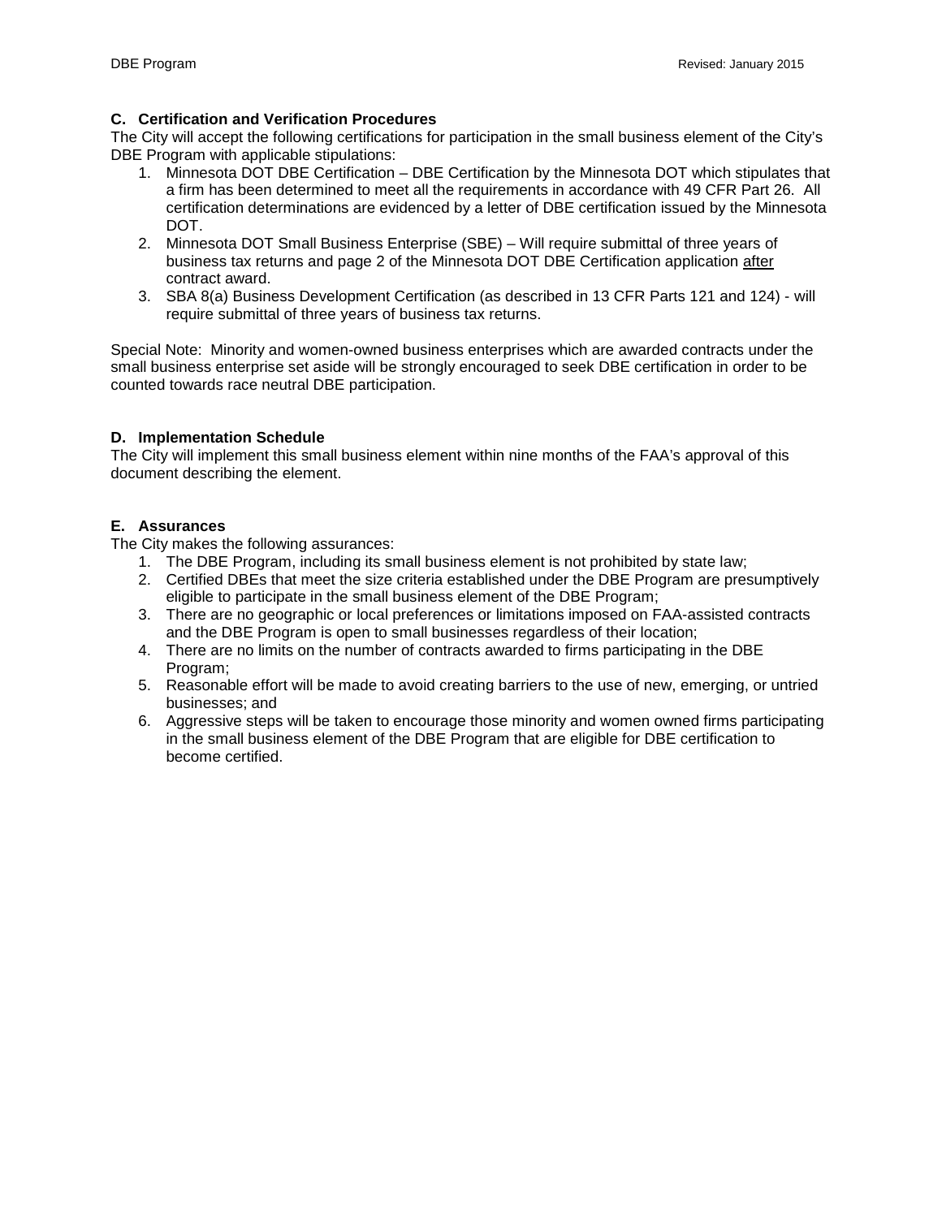### C. Certification and Verification Procedures

The City will accept the following certifications for participation in the small business element of the City's DBE Program with applicable stipulations:

1. Minnesota DOT DBE Certification – DBE Certification by the Minnesota DOT which stipulates that a firm has been determined to meet all the requirements in accordance with 49 CFR Part 26. All certification determinations are evidenced by a letter of DBE certification issued by the Minnesota DOT.
2. Minnesota DOT Small Business Enterprise (SBE) – Will require submittal of three years of business tax returns and page 2 of the Minnesota DOT DBE Certification application <u>after</u> contract award.
3. SBA 8(a) Business Development Certification (as described in 13 CFR Parts 121 and 124) - will require submittal of three years of business tax returns.

Special Note: Minority and women-owned business enterprises which are awarded contracts under the small business enterprise set aside will be strongly encouraged to seek DBE certification in order to be counted towards race neutral DBE participation.

### D. Implementation Schedule

The City will implement this small business element within nine months of the FAA's approval of this document describing the element.

### E. Assurances

The City makes the following assurances:

1. The DBE Program, including its small business element is not prohibited by state law;
2. Certified DBEs that meet the size criteria established under the DBE Program are presumptively eligible to participate in the small business element of the DBE Program;
3. There are no geographic or local preferences or limitations imposed on FAA-assisted contracts and the DBE Program is open to small businesses regardless of their location;
4. There are no limits on the number of contracts awarded to firms participating in the DBE Program;
5. Reasonable effort will be made to avoid creating barriers to the use of new, emerging, or untried businesses; and
6. Aggressive steps will be taken to encourage those minority and women owned firms participating in the small business element of the DBE Program that are eligible for DBE certification to become certified.